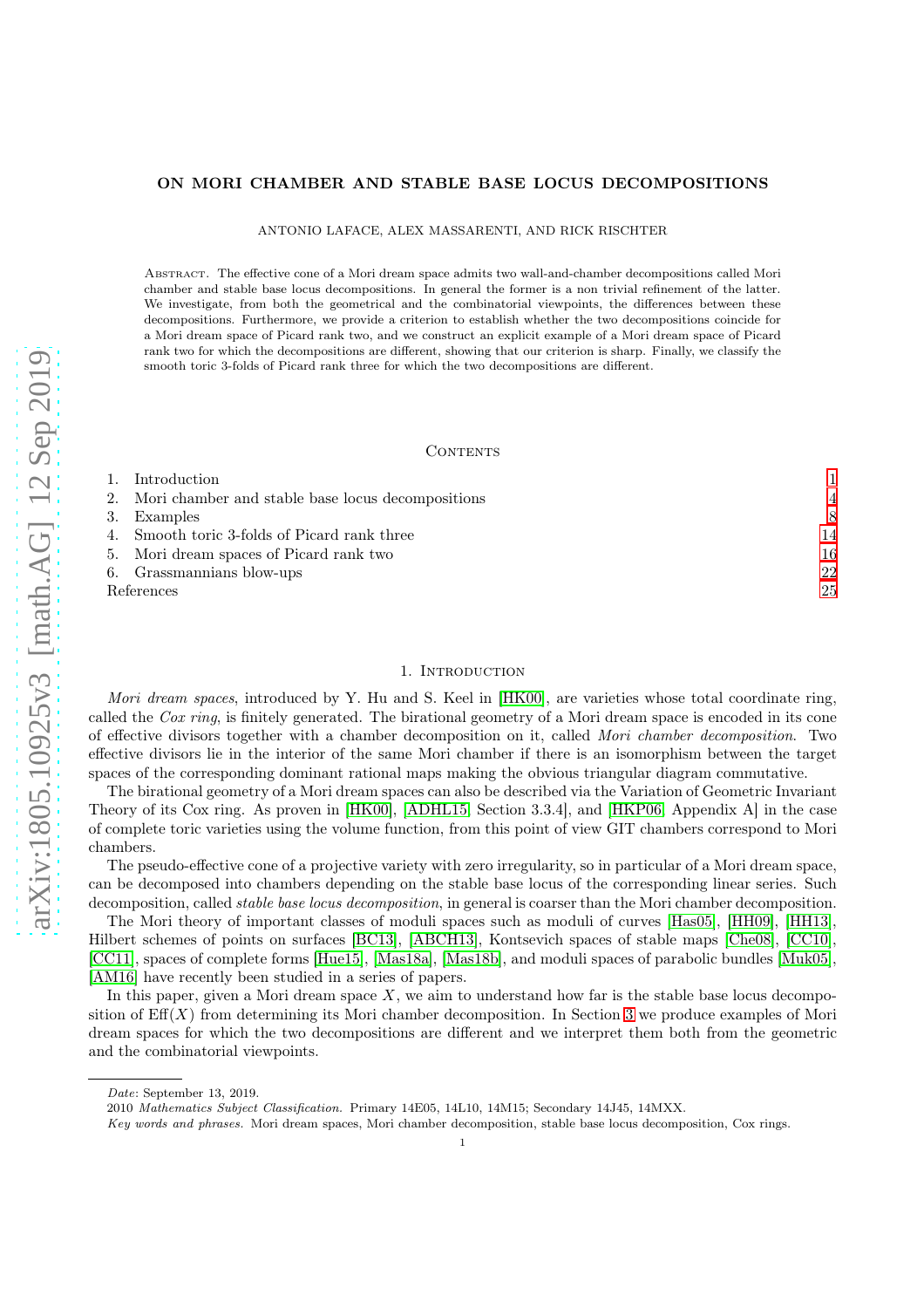# ON MORI CHAMBER AND STABLE BASE LOCUS DECOMPOSITIONS

ANTONIO LAFACE, ALEX MASSARENTI, AND RICK RISCHTER

Abstract. The effective cone of a Mori dream space admits two wall-and-chamber decompositions called Mori chamber and stable base locus decompositions. In general the former is a non trivial refinement of the latter. We investigate, from both the geometrical and the combinatorial viewpoints, the differences between these decompositions. Furthermore, we provide a criterion to establish whether the two decompositions coincide for a Mori dream space of Picard rank two, and we construct an explicit example of a Mori dream space of Picard rank two for which the decompositions are different, showing that our criterion is sharp. Finally, we classify the smooth toric 3-folds of Picard rank three for which the two decompositions are different.

Contents

| | | |
|---|---|---|
| 1. | Introduction | 1 |
| 2. | Mori chamber and stable base locus decompositions | 4 |
| 3. | Examples | 8 |
| 4. | Smooth toric 3-folds of Picard rank three | 14 |
| 5. | Mori dream spaces of Picard rank two | 16 |
| 6. | Grassmannians blow-ups | 22 |
| | References | 25 |

## 1. Introduction

*Mori dream spaces*, introduced by Y. Hu and S. Keel in [HK00], are varieties whose total coordinate ring, called the *Cox ring*, is finitely generated. The birational geometry of a Mori dream space is encoded in its cone of effective divisors together with a chamber decomposition on it, called *Mori chamber decomposition*. Two effective divisors lie in the interior of the same Mori chamber if there is an isomorphism between the target spaces of the corresponding dominant rational maps making the obvious triangular diagram commutative.

The birational geometry of a Mori dream spaces can also be described via the Variation of Geometric Invariant Theory of its Cox ring. As proven in [HK00], [ADHL15, Section 3.3.4], and [HKP06, Appendix A] in the case of complete toric varieties using the volume function, from this point of view GIT chambers correspond to Mori chambers.

The pseudo-effective cone of a projective variety with zero irregularity, so in particular of a Mori dream space, can be decomposed into chambers depending on the stable base locus of the corresponding linear series. Such decomposition, called *stable base locus decomposition*, in general is coarser than the Mori chamber decomposition.

The Mori theory of important classes of moduli spaces such as moduli of curves [Has05], [HH09], [HH13], Hilbert schemes of points on surfaces [BC13], [ABCH13], Kontsevich spaces of stable maps [Che08], [CC10], [CC11], spaces of complete forms [Hue15], [Mas18a], [Mas18b], and moduli spaces of parabolic bundles [Muk05], [AM16] have recently been studied in a series of papers.

In this paper, given a Mori dream space $X$, we aim to understand how far is the stable base locus decomposition of $\mathrm{Eff}(X)$ from determining its Mori chamber decomposition. In Section 3 we produce examples of Mori dream spaces for which the two decompositions are different and we interpret them both from the geometric and the combinatorial viewpoints.

---

*Date*: September 13, 2019.

2010 *Mathematics Subject Classification.* Primary 14E05, 14L10, 14M15; Secondary 14J45, 14MXX.

*Key words and phrases.* Mori dream spaces, Mori chamber decomposition, stable base locus decomposition, Cox rings.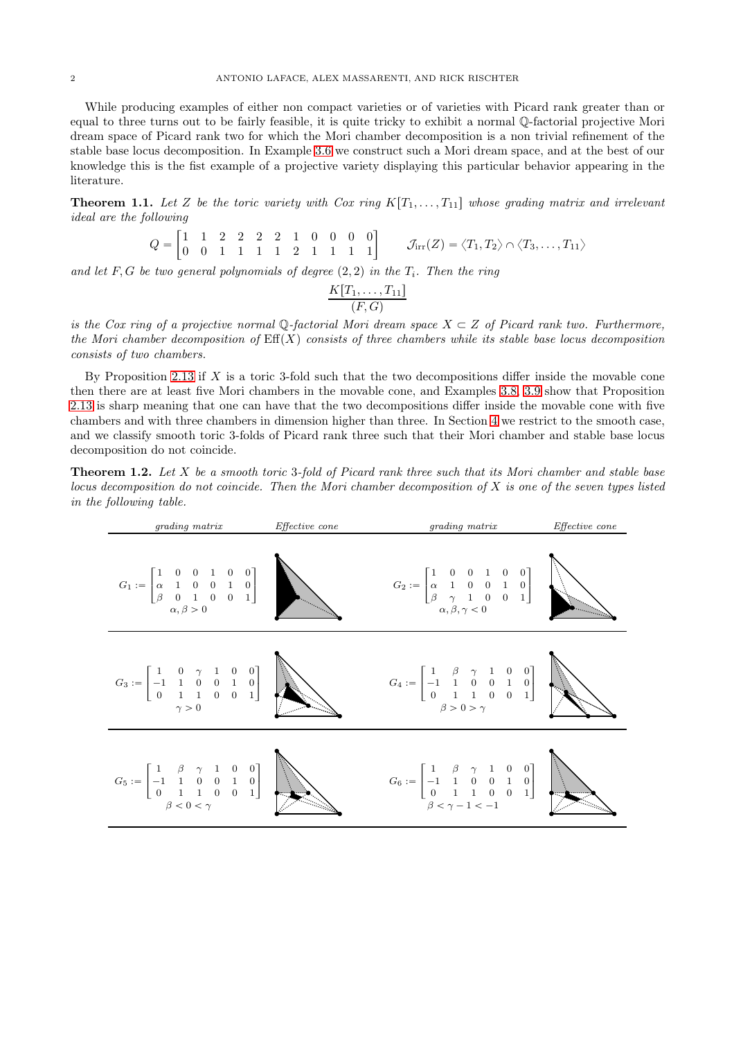While producing examples of either non compact varieties or of varieties with Picard rank greater than or equal to three turns out to be fairly feasible, it is quite tricky to exhibit a normal $\mathbb{Q}$-factorial projective Mori dream space of Picard rank two for which the Mori chamber decomposition is a non trivial refinement of the stable base locus decomposition. In Example 3.6 we construct such a Mori dream space, and at the best of our knowledge this is the fist example of a projective variety displaying this particular behavior appearing in the literature.

**Theorem 1.1.** *Let $Z$ be the toric variety with Cox ring $K[T_1,\dots,T_{11}]$ whose grading matrix and irrelevant ideal are the following*

$$Q = \begin{bmatrix} 1 & 1 & 2 & 2 & 2 & 2 & 1 & 0 & 0 & 0 & 0 \\ 0 & 0 & 1 & 1 & 1 & 1 & 2 & 1 & 1 & 1 & 1 \end{bmatrix} \qquad \mathcal{J}_{\mathrm{irr}}(Z) = \langle T_1, T_2 \rangle \cap \langle T_3, \dots, T_{11} \rangle$$

*and let $F, G$ be two general polynomials of degree $(2,2)$ in the $T_i$. Then the ring*

$$\frac{K[T_1,\dots,T_{11}]}{(F,G)}$$

*is the Cox ring of a projective normal $\mathbb{Q}$-factorial Mori dream space $X \subset Z$ of Picard rank two. Furthermore, the Mori chamber decomposition of $\mathrm{Eff}(X)$ consists of three chambers while its stable base locus decomposition consists of two chambers.*

By Proposition 2.13 if $X$ is a toric 3-fold such that the two decompositions differ inside the movable cone then there are at least five Mori chambers in the movable cone, and Examples 3.8, 3.9 show that Proposition 2.13 is sharp meaning that one can have that the two decompositions differ inside the movable cone with five chambers and with three chambers in dimension higher than three. In Section 4 we restrict to the smooth case, and we classify smooth toric 3-folds of Picard rank three such that their Mori chamber and stable base locus decomposition do not coincide.

**Theorem 1.2.** *Let $X$ be a smooth toric 3-fold of Picard rank three such that its Mori chamber and stable base locus decomposition do not coincide. Then the Mori chamber decomposition of $X$ is one of the seven types listed in the following table.*

| *grading matrix* | *Effective cone* | *grading matrix* | *Effective cone* |
|---|---|---|---|
| $G_1 := \begin{bmatrix} 1 & 0 & 0 & 1 & 0 & 0 \\ \alpha & 1 & 0 & 0 & 1 & 0 \\ \beta & 0 & 1 & 0 & 0 & 1 \end{bmatrix}$ $\alpha, \beta > 0$ | | $G_2 := \begin{bmatrix} 1 & 0 & 0 & 1 & 0 & 0 \\ \alpha & 1 & 0 & 0 & 1 & 0 \\ \beta & \gamma & 1 & 0 & 0 & 1 \end{bmatrix}$ $\alpha, \beta, \gamma < 0$ | |
| $G_3 := \begin{bmatrix} 1 & 0 & \gamma & 1 & 0 & 0 \\ -1 & 1 & 0 & 0 & 1 & 0 \\ 0 & 1 & 1 & 0 & 0 & 1 \end{bmatrix}$ $\gamma > 0$ | | $G_4 := \begin{bmatrix} 1 & \beta & \gamma & 1 & 0 & 0 \\ -1 & 1 & 0 & 0 & 1 & 0 \\ 0 & 1 & 1 & 0 & 0 & 1 \end{bmatrix}$ $\beta > 0 > \gamma$ | |
| $G_5 := \begin{bmatrix} 1 & \beta & \gamma & 1 & 0 & 0 \\ -1 & 1 & 0 & 0 & 1 & 0 \\ 0 & 1 & 1 & 0 & 0 & 1 \end{bmatrix}$ $\beta < 0 < \gamma$ | | $G_6 := \begin{bmatrix} 1 & \beta & \gamma & 1 & 0 & 0 \\ -1 & 1 & 0 & 0 & 1 & 0 \\ 0 & 1 & 1 & 0 & 0 & 1 \end{bmatrix}$ $\beta < \gamma - 1 < -1$ | |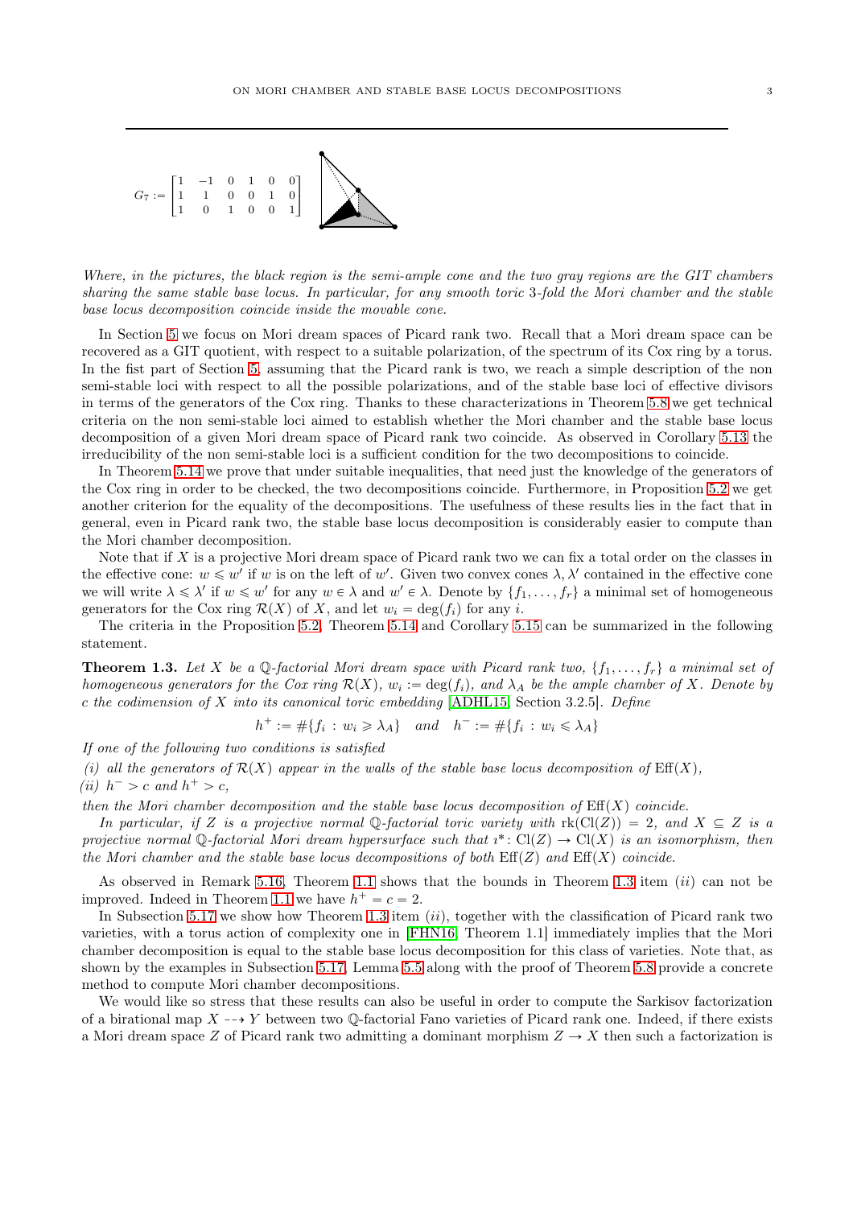$$G_7 := \begin{bmatrix} 1 & -1 & 0 & 1 & 0 & 0 \\ 1 & 1 & 0 & 0 & 1 & 0 \\ 1 & 0 & 1 & 0 & 0 & 1 \end{bmatrix}$$

*Where, in the pictures, the black region is the semi-ample cone and the two gray regions are the GIT chambers sharing the same stable base locus. In particular, for any smooth toric 3-fold the Mori chamber and the stable base locus decomposition coincide inside the movable cone.*

In Section 5 we focus on Mori dream spaces of Picard rank two. Recall that a Mori dream space can be recovered as a GIT quotient, with respect to a suitable polarization, of the spectrum of its Cox ring by a torus. In the fist part of Section 5, assuming that the Picard rank is two, we reach a simple description of the non semi-stable loci with respect to all the possible polarizations, and of the stable base loci of effective divisors in terms of the generators of the Cox ring. Thanks to these characterizations in Theorem 5.8 we get technical criteria on the non semi-stable loci aimed to establish whether the Mori chamber and the stable base locus decomposition of a given Mori dream space of Picard rank two coincide. As observed in Corollary 5.13 the irreducibility of the non semi-stable loci is a sufficient condition for the two decompositions to coincide.

In Theorem 5.14 we prove that under suitable inequalities, that need just the knowledge of the generators of the Cox ring in order to be checked, the two decompositions coincide. Furthermore, in Proposition 5.2 we get another criterion for the equality of the decompositions. The usefulness of these results lies in the fact that in general, even in Picard rank two, the stable base locus decomposition is considerably easier to compute than the Mori chamber decomposition.

Note that if $X$ is a projective Mori dream space of Picard rank two we can fix a total order on the classes in the effective cone: $w \leqslant w'$ if $w$ is on the left of $w'$. Given two convex cones $\lambda, \lambda'$ contained in the effective cone we will write $\lambda \leqslant \lambda'$ if $w \leqslant w'$ for any $w \in \lambda$ and $w' \in \lambda$. Denote by $\{f_1, \dots, f_r\}$ a minimal set of homogeneous generators for the Cox ring $\mathcal{R}(X)$ of $X$, and let $w_i = \deg(f_i)$ for any $i$.

The criteria in the Proposition 5.2, Theorem 5.14 and Corollary 5.15 can be summarized in the following statement.

**Theorem 1.3.** *Let $X$ be a $\mathbb{Q}$-factorial Mori dream space with Picard rank two, $\{f_1, \dots, f_r\}$ a minimal set of homogeneous generators for the Cox ring $\mathcal{R}(X)$, $w_i := \deg(f_i)$, and $\lambda_A$ be the ample chamber of $X$. Denote by $c$ the codimension of $X$ into its canonical toric embedding [ADHL15, Section 3.2.5]. Define*

$$h^+ := \#\{f_i : w_i \geqslant \lambda_A\} \quad \text{and} \quad h^- := \#\{f_i : w_i \leqslant \lambda_A\}$$

*If one of the following two conditions is satisfied*

*(i) all the generators of $\mathcal{R}(X)$ appear in the walls of the stable base locus decomposition of $\operatorname{Eff}(X)$,*
*(ii) $h^- > c$ and $h^+ > c$,*

*then the Mori chamber decomposition and the stable base locus decomposition of $\operatorname{Eff}(X)$ coincide.*

*In particular, if $Z$ is a projective normal $\mathbb{Q}$-factorial toric variety with $\operatorname{rk}(\operatorname{Cl}(Z)) = 2$, and $X \subseteq Z$ is a projective normal $\mathbb{Q}$-factorial Mori dream hypersurface such that $\imath^* \colon \operatorname{Cl}(Z) \to \operatorname{Cl}(X)$ is an isomorphism, then the Mori chamber and the stable base locus decompositions of both $\operatorname{Eff}(Z)$ and $\operatorname{Eff}(X)$ coincide.*

As observed in Remark 5.16, Theorem 1.1 shows that the bounds in Theorem 1.3 item $(ii)$ can not be improved. Indeed in Theorem 1.1 we have $h^+ = c = 2$.

In Subsection 5.17 we show how Theorem 1.3 item $(ii)$, together with the classification of Picard rank two varieties, with a torus action of complexity one in [FHN16, Theorem 1.1] immediately implies that the Mori chamber decomposition is equal to the stable base locus decomposition for this class of varieties. Note that, as shown by the examples in Subsection 5.17, Lemma 5.5 along with the proof of Theorem 5.8 provide a concrete method to compute Mori chamber decompositions.

We would like so stress that these results can also be useful in order to compute the Sarkisov factorization of a birational map $X \dashrightarrow Y$ between two $\mathbb{Q}$-factorial Fano varieties of Picard rank one. Indeed, if there exists a Mori dream space $Z$ of Picard rank two admitting a dominant morphism $Z \to X$ then such a factorization is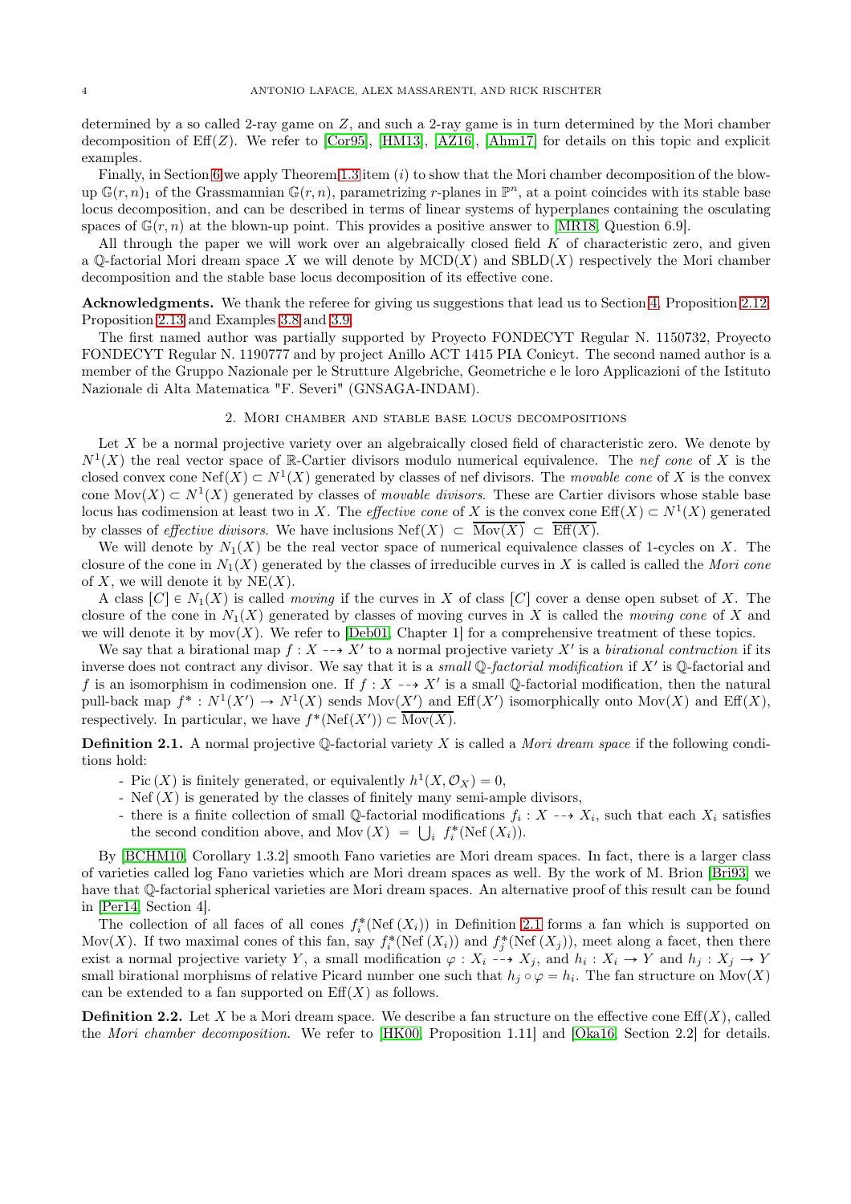determined by a so called 2-ray game on $Z$, and such a 2-ray game is in turn determined by the Mori chamber decomposition of $\mathrm{Eff}(Z)$. We refer to [Cor95], [HM13], [AZ16], [Ahm17] for details on this topic and explicit examples.

Finally, in Section 6 we apply Theorem 1.3 item $(i)$ to show that the Mori chamber decomposition of the blow-up $\mathbb{G}(r,n)_1$ of the Grassmannian $\mathbb{G}(r,n)$, parametrizing $r$-planes in $\mathbb{P}^n$, at a point coincides with its stable base locus decomposition, and can be described in terms of linear systems of hyperplanes containing the osculating spaces of $\mathbb{G}(r,n)$ at the blown-up point. This provides a positive answer to [MR18, Question 6.9].

All through the paper we will work over an algebraically closed field $K$ of characteristic zero, and given a $\mathbb{Q}$-factorial Mori dream space $X$ we will denote by $\mathrm{MCD}(X)$ and $\mathrm{SBLD}(X)$ respectively the Mori chamber decomposition and the stable base locus decomposition of its effective cone.

**Acknowledgments.** We thank the referee for giving us suggestions that lead us to Section 4, Proposition 2.12, Proposition 2.13 and Examples 3.8 and 3.9.

The first named author was partially supported by Proyecto FONDECYT Regular N. 1150732, Proyecto FONDECYT Regular N. 1190777 and by project Anillo ACT 1415 PIA Conicyt. The second named author is a member of the Gruppo Nazionale per le Strutture Algebriche, Geometriche e le loro Applicazioni of the Istituto Nazionale di Alta Matematica "F. Severi" (GNSAGA-INDAM).

## 2. Mori chamber and stable base locus decompositions

Let $X$ be a normal projective variety over an algebraically closed field of characteristic zero. We denote by $N^1(X)$ the real vector space of $\mathbb{R}$-Cartier divisors modulo numerical equivalence. The *nef cone* of $X$ is the closed convex cone $\mathrm{Nef}(X) \subset N^1(X)$ generated by classes of nef divisors. The *movable cone* of $X$ is the convex cone $\mathrm{Mov}(X) \subset N^1(X)$ generated by classes of *movable divisors*. These are Cartier divisors whose stable base locus has codimension at least two in $X$. The *effective cone* of $X$ is the convex cone $\mathrm{Eff}(X) \subset N^1(X)$ generated by classes of *effective divisors*. We have inclusions $\mathrm{Nef}(X) \subset \overline{\mathrm{Mov}(X)} \subset \overline{\mathrm{Eff}(X)}$.

We will denote by $N_1(X)$ be the real vector space of numerical equivalence classes of 1-cycles on $X$. The closure of the cone in $N_1(X)$ generated by the classes of irreducible curves in $X$ is called is called the *Mori cone* of $X$, we will denote it by $\mathrm{NE}(X)$.

A class $[C] \in N_1(X)$ is called *moving* if the curves in $X$ of class $[C]$ cover a dense open subset of $X$. The closure of the cone in $N_1(X)$ generated by classes of moving curves in $X$ is called the *moving cone* of $X$ and we will denote it by $\mathrm{mov}(X)$. We refer to [Deb01, Chapter 1] for a comprehensive treatment of these topics.

We say that a birational map $f: X \dashrightarrow X'$ to a normal projective variety $X'$ is a *birational contraction* if its inverse does not contract any divisor. We say that it is a *small $\mathbb{Q}$-factorial modification* if $X'$ is $\mathbb{Q}$-factorial and $f$ is an isomorphism in codimension one. If $f: X \dashrightarrow X'$ is a small $\mathbb{Q}$-factorial modification, then the natural pull-back map $f^*: N^1(X') \to N^1(X)$ sends $\mathrm{Mov}(X')$ and $\mathrm{Eff}(X')$ isomorphically onto $\mathrm{Mov}(X)$ and $\mathrm{Eff}(X)$, respectively. In particular, we have $f^*(\mathrm{Nef}(X')) \subset \overline{\mathrm{Mov}(X)}$.

**Definition 2.1.** A normal projective $\mathbb{Q}$-factorial variety $X$ is called a *Mori dream space* if the following conditions hold:

- $\mathrm{Pic}(X)$ is finitely generated, or equivalently $h^1(X, \mathcal{O}_X) = 0$,
- $\mathrm{Nef}(X)$ is generated by the classes of finitely many semi-ample divisors,
- there is a finite collection of small $\mathbb{Q}$-factorial modifications $f_i: X \dashrightarrow X_i$, such that each $X_i$ satisfies the second condition above, and $\mathrm{Mov}(X) = \bigcup_i f_i^*(\mathrm{Nef}(X_i))$.

By [BCHM10, Corollary 1.3.2] smooth Fano varieties are Mori dream spaces. In fact, there is a larger class of varieties called log Fano varieties which are Mori dream spaces as well. By the work of M. Brion [Bri93] we have that $\mathbb{Q}$-factorial spherical varieties are Mori dream spaces. An alternative proof of this result can be found in [Per14, Section 4].

The collection of all faces of all cones $f_i^*(\mathrm{Nef}(X_i))$ in Definition 2.1 forms a fan which is supported on $\mathrm{Mov}(X)$. If two maximal cones of this fan, say $f_i^*(\mathrm{Nef}(X_i))$ and $f_j^*(\mathrm{Nef}(X_j))$, meet along a facet, then there exist a normal projective variety $Y$, a small modification $\varphi: X_i \dashrightarrow X_j$, and $h_i: X_i \to Y$ and $h_j: X_j \to Y$ small birational morphisms of relative Picard number one such that $h_j \circ \varphi = h_i$. The fan structure on $\mathrm{Mov}(X)$ can be extended to a fan supported on $\mathrm{Eff}(X)$ as follows.

**Definition 2.2.** Let $X$ be a Mori dream space. We describe a fan structure on the effective cone $\mathrm{Eff}(X)$, called the *Mori chamber decomposition*. We refer to [HK00, Proposition 1.11] and [Oka16, Section 2.2] for details.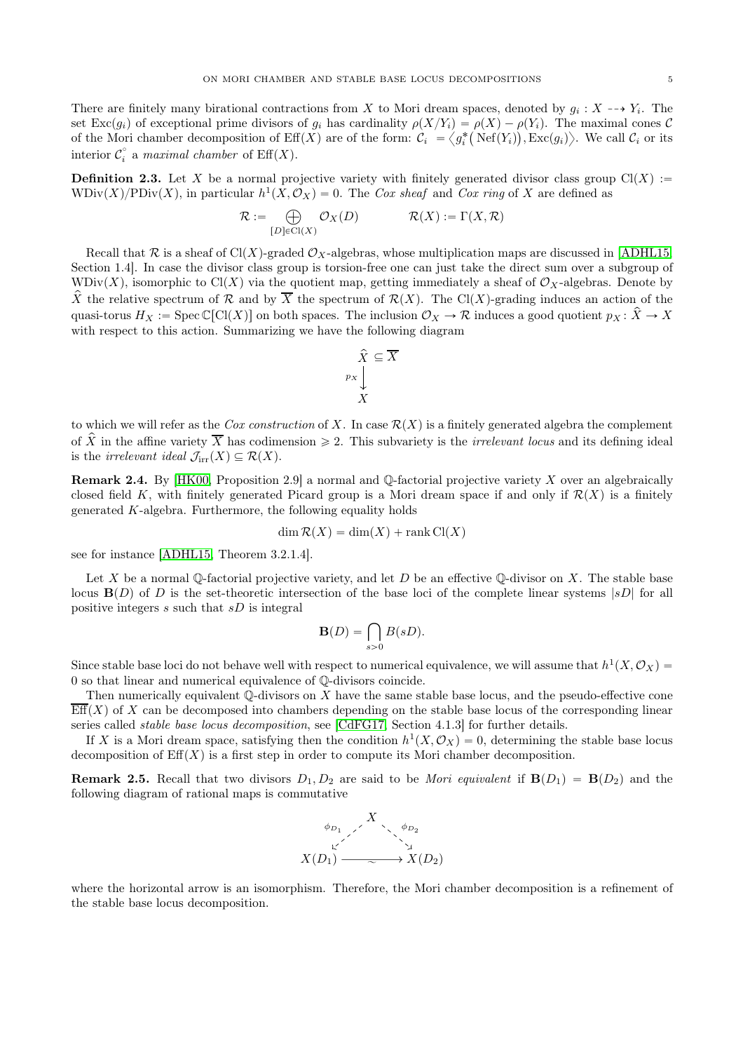There are finitely many birational contractions from $X$ to Mori dream spaces, denoted by $g_i : X \dashrightarrow Y_i$. The set $\operatorname{Exc}(g_i)$ of exceptional prime divisors of $g_i$ has cardinality $\rho(X/Y_i) = \rho(X) - \rho(Y_i)$. The maximal cones $\mathcal{C}$ of the Mori chamber decomposition of $\operatorname{Eff}(X)$ are of the form: $\mathcal{C}_i = \langle g_i^*(\operatorname{Nef}(Y_i)), \operatorname{Exc}(g_i)\rangle$. We call $\mathcal{C}_i$ or its interior $\mathcal{C}_i^{\circ}$ a *maximal chamber* of $\operatorname{Eff}(X)$.

**Definition 2.3.** Let $X$ be a normal projective variety with finitely generated divisor class group $\operatorname{Cl}(X) := \operatorname{WDiv}(X)/\operatorname{PDiv}(X)$, in particular $h^1(X, \mathcal{O}_X) = 0$. The *Cox sheaf* and *Cox ring* of $X$ are defined as

$$\mathcal{R} := \bigoplus_{[D]\in \operatorname{Cl}(X)} \mathcal{O}_X(D) \qquad\qquad \mathcal{R}(X) := \Gamma(X, \mathcal{R})$$

Recall that $\mathcal{R}$ is a sheaf of $\operatorname{Cl}(X)$-graded $\mathcal{O}_X$-algebras, whose multiplication maps are discussed in [ADHL15, Section 1.4]. In case the divisor class group is torsion-free one can just take the direct sum over a subgroup of $\operatorname{WDiv}(X)$, isomorphic to $\operatorname{Cl}(X)$ via the quotient map, getting immediately a sheaf of $\mathcal{O}_X$-algebras. Denote by $\widehat{X}$ the relative spectrum of $\mathcal{R}$ and by $\overline{X}$ the spectrum of $\mathcal{R}(X)$. The $\operatorname{Cl}(X)$-grading induces an action of the quasi-torus $H_X := \operatorname{Spec} \mathbb{C}[\operatorname{Cl}(X)]$ on both spaces. The inclusion $\mathcal{O}_X \to \mathcal{R}$ induces a good quotient $p_X : \widehat{X} \to X$ with respect to this action. Summarizing we have the following diagram

$$\begin{array}{c} \widehat{X} \subseteq \overline{X} \\ {\scriptstyle p_X}\big\downarrow \quad \\ X \quad \end{array}$$

to which we will refer as the *Cox construction* of $X$. In case $\mathcal{R}(X)$ is a finitely generated algebra the complement of $\widehat{X}$ in the affine variety $\overline{X}$ has codimension $\geqslant 2$. This subvariety is the *irrelevant locus* and its defining ideal is the *irrelevant ideal* $\mathcal{J}_{\text{irr}}(X) \subseteq \mathcal{R}(X)$.

**Remark 2.4.** By [HK00, Proposition 2.9] a normal and $\mathbb{Q}$-factorial projective variety $X$ over an algebraically closed field $K$, with finitely generated Picard group is a Mori dream space if and only if $\mathcal{R}(X)$ is a finitely generated $K$-algebra. Furthermore, the following equality holds

$$\dim \mathcal{R}(X) = \dim(X) + \operatorname{rank} \operatorname{Cl}(X)$$

see for instance [ADHL15, Theorem 3.2.1.4].

Let $X$ be a normal $\mathbb{Q}$-factorial projective variety, and let $D$ be an effective $\mathbb{Q}$-divisor on $X$. The stable base locus $\mathbf{B}(D)$ of $D$ is the set-theoretic intersection of the base loci of the complete linear systems $|sD|$ for all positive integers $s$ such that $sD$ is integral

$$\mathbf{B}(D) = \bigcap_{s>0} B(sD).$$

Since stable base loci do not behave well with respect to numerical equivalence, we will assume that $h^1(X, \mathcal{O}_X) = 0$ so that linear and numerical equivalence of $\mathbb{Q}$-divisors coincide.

Then numerically equivalent $\mathbb{Q}$-divisors on $X$ have the same stable base locus, and the pseudo-effective cone $\overline{\operatorname{Eff}}(X)$ of $X$ can be decomposed into chambers depending on the stable base locus of the corresponding linear series called *stable base locus decomposition*, see [CdFG17, Section 4.1.3] for further details.

If $X$ is a Mori dream space, satisfying then the condition $h^1(X, \mathcal{O}_X) = 0$, determining the stable base locus decomposition of $\operatorname{Eff}(X)$ is a first step in order to compute its Mori chamber decomposition.

**Remark 2.5.** Recall that two divisors $D_1, D_2$ are said to be *Mori equivalent* if $\mathbf{B}(D_1) = \mathbf{B}(D_2)$ and the following diagram of rational maps is commutative

$$\begin{array}{ccc} & X & \\ {\scriptstyle \phi_{D_1}} \swarrow & & \searrow {\scriptstyle \phi_{D_2}} \\ X(D_1) & \xrightarrow{\sim} & X(D_2) \end{array}$$

where the horizontal arrow is an isomorphism. Therefore, the Mori chamber decomposition is a refinement of the stable base locus decomposition.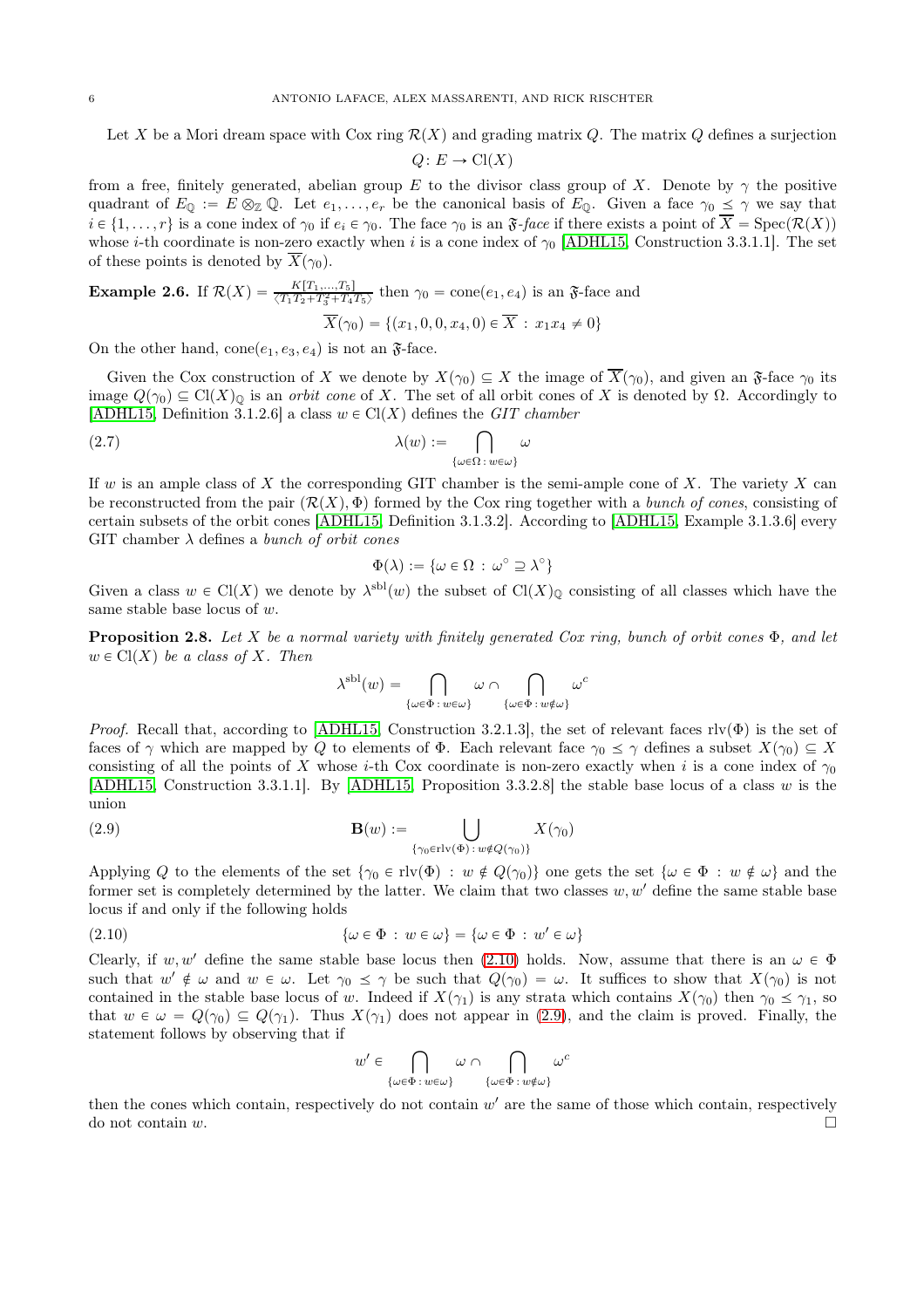Let $X$ be a Mori dream space with Cox ring $\mathcal{R}(X)$ and grading matrix $Q$. The matrix $Q$ defines a surjection

$$Q\colon E \to \mathrm{Cl}(X)$$

from a free, finitely generated, abelian group $E$ to the divisor class group of $X$. Denote by $\gamma$ the positive quadrant of $E_{\mathbb{Q}} := E \otimes_{\mathbb{Z}} \mathbb{Q}$. Let $e_1, \dots, e_r$ be the canonical basis of $E_{\mathbb{Q}}$. Given a face $\gamma_0 \preceq \gamma$ we say that $i \in \{1, \dots, r\}$ is a cone index of $\gamma_0$ if $e_i \in \gamma_0$. The face $\gamma_0$ is an $\mathfrak{F}$*-face* if there exists a point of $\overline{X} = \mathrm{Spec}(\mathcal{R}(X))$ whose $i$-th coordinate is non-zero exactly when $i$ is a cone index of $\gamma_0$ [ADHL15, Construction 3.3.1.1]. The set of these points is denoted by $\overline{X}(\gamma_0)$.

**Example 2.6.** If $\mathcal{R}(X) = \frac{K[T_1,\dots,T_5]}{\langle T_1T_2+T_3^2+T_4T_5\rangle}$ then $\gamma_0 = \mathrm{cone}(e_1, e_4)$ is an $\mathfrak{F}$-face and

$$\overline{X}(\gamma_0) = \{(x_1, 0, 0, x_4, 0) \in \overline{X} \,:\, x_1x_4 \neq 0\}$$

On the other hand, $\mathrm{cone}(e_1, e_3, e_4)$ is not an $\mathfrak{F}$-face.

Given the Cox construction of $X$ we denote by $X(\gamma_0) \subseteq X$ the image of $\overline{X}(\gamma_0)$, and given an $\mathfrak{F}$-face $\gamma_0$ its image $Q(\gamma_0) \subseteq \mathrm{Cl}(X)_{\mathbb{Q}}$ is an *orbit cone* of $X$. The set of all orbit cones of $X$ is denoted by $\Omega$. Accordingly to [ADHL15, Definition 3.1.2.6] a class $w \in \mathrm{Cl}(X)$ defines the *GIT chamber*

$$\lambda(w) := \bigcap_{\{\omega\in\Omega\,:\,w\in\omega\}} \omega \tag{2.7}$$

If $w$ is an ample class of $X$ the corresponding GIT chamber is the semi-ample cone of $X$. The variety $X$ can be reconstructed from the pair $(\mathcal{R}(X), \Phi)$ formed by the Cox ring together with a *bunch of cones*, consisting of certain subsets of the orbit cones [ADHL15, Definition 3.1.3.2]. According to [ADHL15, Example 3.1.3.6] every GIT chamber $\lambda$ defines a *bunch of orbit cones*

$$\Phi(\lambda) := \{\omega \in \Omega \,:\, \omega^\circ \supseteq \lambda^\circ\}$$

Given a class $w \in \mathrm{Cl}(X)$ we denote by $\lambda^{\mathrm{sbl}}(w)$ the subset of $\mathrm{Cl}(X)_{\mathbb{Q}}$ consisting of all classes which have the same stable base locus of $w$.

**Proposition 2.8.** *Let $X$ be a normal variety with finitely generated Cox ring, bunch of orbit cones $\Phi$, and let $w \in \mathrm{Cl}(X)$ be a class of $X$. Then*

$$\lambda^{\mathrm{sbl}}(w) = \bigcap_{\{\omega\in\Phi\,:\,w\in\omega\}} \omega \cap \bigcap_{\{\omega\in\Phi\,:\,w\notin\omega\}} \omega^c$$

*Proof.* Recall that, according to [ADHL15, Construction 3.2.1.3], the set of relevant faces $\mathrm{rlv}(\Phi)$ is the set of faces of $\gamma$ which are mapped by $Q$ to elements of $\Phi$. Each relevant face $\gamma_0 \preceq \gamma$ defines a subset $X(\gamma_0) \subseteq X$ consisting of all the points of $X$ whose $i$-th Cox coordinate is non-zero exactly when $i$ is a cone index of $\gamma_0$ [ADHL15, Construction 3.3.1.1]. By [ADHL15, Proposition 3.3.2.8] the stable base locus of a class $w$ is the union

$$\mathbf{B}(w) := \bigcup_{\{\gamma_0\in\mathrm{rlv}(\Phi)\,:\,w\notin Q(\gamma_0)\}} X(\gamma_0) \tag{2.9}$$

Applying $Q$ to the elements of the set $\{\gamma_0 \in \mathrm{rlv}(\Phi) \,:\, w \notin Q(\gamma_0)\}$ one gets the set $\{\omega \in \Phi \,:\, w \notin \omega\}$ and the former set is completely determined by the latter. We claim that two classes $w, w'$ define the same stable base locus if and only if the following holds

$$\{\omega \in \Phi \,:\, w \in \omega\} = \{\omega \in \Phi \,:\, w' \in \omega\} \tag{2.10}$$

Clearly, if $w, w'$ define the same stable base locus then (2.10) holds. Now, assume that there is an $\omega \in \Phi$ such that $w' \notin \omega$ and $w \in \omega$. Let $\gamma_0 \preceq \gamma$ be such that $Q(\gamma_0) = \omega$. It suffices to show that $X(\gamma_0)$ is not contained in the stable base locus of $w$. Indeed if $X(\gamma_1)$ is any strata which contains $X(\gamma_0)$ then $\gamma_0 \preceq \gamma_1$, so that $w \in \omega = Q(\gamma_0) \subseteq Q(\gamma_1)$. Thus $X(\gamma_1)$ does not appear in (2.9), and the claim is proved. Finally, the statement follows by observing that if

$$w' \in \bigcap_{\{\omega\in\Phi\,:\,w\in\omega\}} \omega \cap \bigcap_{\{\omega\in\Phi\,:\,w\notin\omega\}} \omega^c$$

then the cones which contain, respectively do not contain $w'$ are the same of those which contain, respectively do not contain $w$. $\square$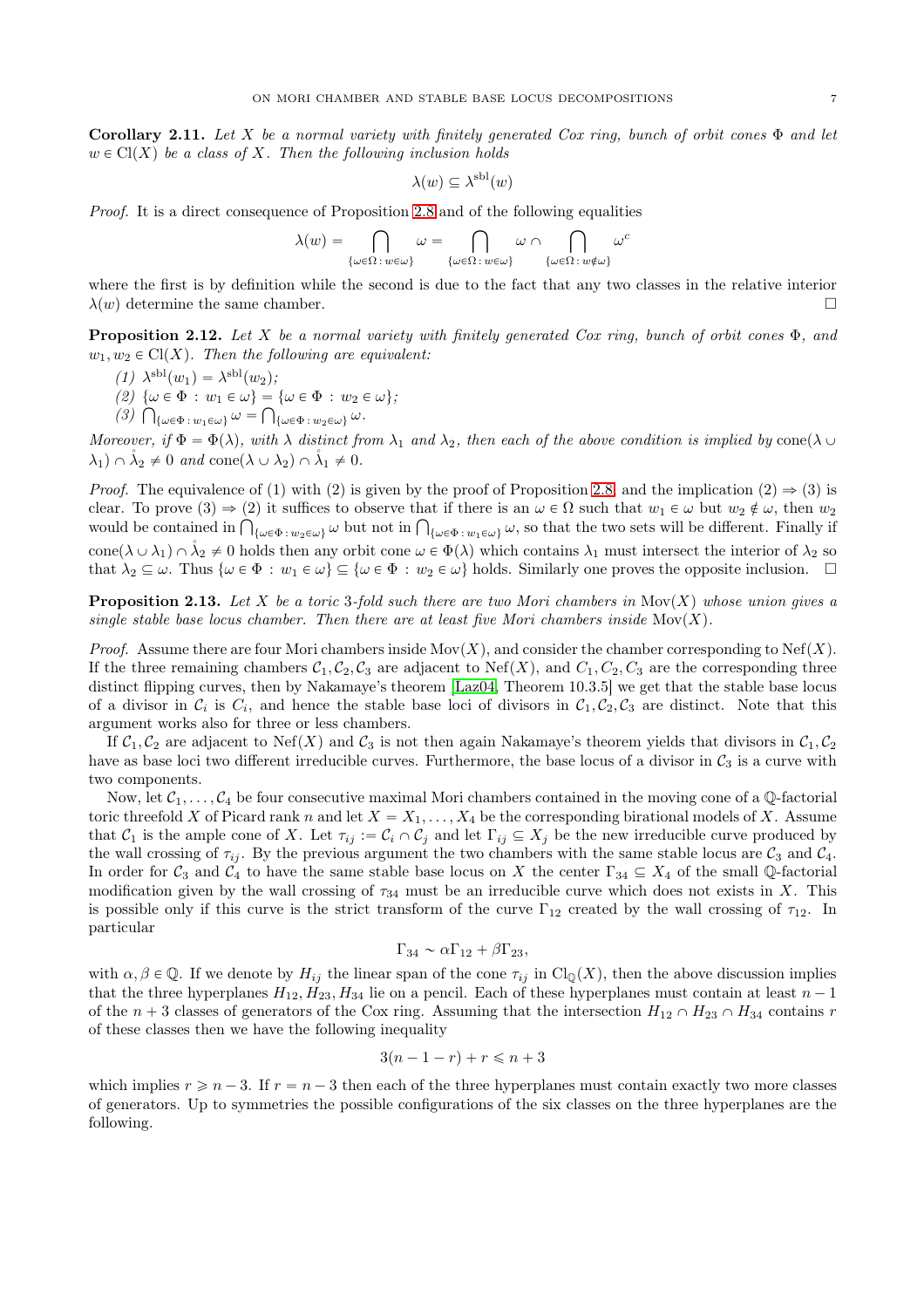**Corollary 2.11.** *Let $X$ be a normal variety with finitely generated Cox ring, bunch of orbit cones $\Phi$ and let $w \in \mathrm{Cl}(X)$ be a class of $X$. Then the following inclusion holds*

$$\lambda(w) \subseteq \lambda^{\mathrm{sbl}}(w)$$

*Proof.* It is a direct consequence of Proposition 2.8 and of the following equalities

$$\lambda(w) = \bigcap_{\{\omega \in \Omega \,:\, w \in \omega\}} \omega = \bigcap_{\{\omega \in \Omega \,:\, w \in \omega\}} \omega \cap \bigcap_{\{\omega \in \Omega \,:\, w \notin \omega\}} \omega^c$$

where the first is by definition while the second is due to the fact that any two classes in the relative interior $\lambda(w)$ determine the same chamber. □

**Proposition 2.12.** *Let $X$ be a normal variety with finitely generated Cox ring, bunch of orbit cones $\Phi$, and $w_1, w_2 \in \mathrm{Cl}(X)$. Then the following are equivalent:*

*(1) $\lambda^{\mathrm{sbl}}(w_1) = \lambda^{\mathrm{sbl}}(w_2)$;*

*(2) $\{\omega \in \Phi \,:\, w_1 \in \omega\} = \{\omega \in \Phi \,:\, w_2 \in \omega\}$;*

*(3) $\bigcap_{\{\omega \in \Phi \,:\, w_1 \in \omega\}} \omega = \bigcap_{\{\omega \in \Phi \,:\, w_2 \in \omega\}} \omega$.*

*Moreover, if $\Phi = \Phi(\lambda)$, with $\lambda$ distinct from $\lambda_1$ and $\lambda_2$, then each of the above condition is implied by $\mathrm{cone}(\lambda \cup \lambda_1) \cap \mathring{\lambda}_2 \neq 0$ and $\mathrm{cone}(\lambda \cup \lambda_2) \cap \mathring{\lambda}_1 \neq 0$.*

*Proof.* The equivalence of (1) with (2) is given by the proof of Proposition 2.8, and the implication (2) $\Rightarrow$ (3) is clear. To prove (3) $\Rightarrow$ (2) it suffices to observe that if there is an $\omega \in \Omega$ such that $w_1 \in \omega$ but $w_2 \notin \omega$, then $w_2$ would be contained in $\bigcap_{\{\omega \in \Phi \,:\, w_2 \in \omega\}} \omega$ but not in $\bigcap_{\{\omega \in \Phi \,:\, w_1 \in \omega\}} \omega$, so that the two sets will be different. Finally if $\mathrm{cone}(\lambda \cup \lambda_1) \cap \mathring{\lambda}_2 \neq 0$ holds then any orbit cone $\omega \in \Phi(\lambda)$ which contains $\lambda_1$ must intersect the interior of $\lambda_2$ so that $\lambda_2 \subseteq \omega$. Thus $\{\omega \in \Phi \,:\, w_1 \in \omega\} \subseteq \{\omega \in \Phi \,:\, w_2 \in \omega\}$ holds. Similarly one proves the opposite inclusion. □

**Proposition 2.13.** *Let $X$ be a toric 3-fold such there are two Mori chambers in $\mathrm{Mov}(X)$ whose union gives a single stable base locus chamber. Then there are at least five Mori chambers inside $\mathrm{Mov}(X)$.*

*Proof.* Assume there are four Mori chambers inside $\mathrm{Mov}(X)$, and consider the chamber corresponding to $\mathrm{Nef}(X)$. If the three remaining chambers $\mathcal{C}_1, \mathcal{C}_2, \mathcal{C}_3$ are adjacent to $\mathrm{Nef}(X)$, and $C_1, C_2, C_3$ are the corresponding three distinct flipping curves, then by Nakamaye's theorem [Laz04, Theorem 10.3.5] we get that the stable base locus of a divisor in $\mathcal{C}_i$ is $C_i$, and hence the stable base loci of divisors in $\mathcal{C}_1, \mathcal{C}_2, \mathcal{C}_3$ are distinct. Note that this argument works also for three or less chambers.

If $\mathcal{C}_1, \mathcal{C}_2$ are adjacent to $\mathrm{Nef}(X)$ and $\mathcal{C}_3$ is not then again Nakamaye's theorem yields that divisors in $\mathcal{C}_1, \mathcal{C}_2$ have as base loci two different irreducible curves. Furthermore, the base locus of a divisor in $\mathcal{C}_3$ is a curve with two components.

Now, let $\mathcal{C}_1, \dots, \mathcal{C}_4$ be four consecutive maximal Mori chambers contained in the moving cone of a $\mathbb{Q}$-factorial toric threefold $X$ of Picard rank $n$ and let $X = X_1, \dots, X_4$ be the corresponding birational models of $X$. Assume that $\mathcal{C}_1$ is the ample cone of $X$. Let $\tau_{ij} := \mathcal{C}_i \cap \mathcal{C}_j$ and let $\Gamma_{ij} \subseteq X_j$ be the new irreducible curve produced by the wall crossing of $\tau_{ij}$. By the previous argument the two chambers with the same stable locus are $\mathcal{C}_3$ and $\mathcal{C}_4$. In order for $\mathcal{C}_3$ and $\mathcal{C}_4$ to have the same stable base locus on $X$ the center $\Gamma_{34} \subseteq X_4$ of the small $\mathbb{Q}$-factorial modification given by the wall crossing of $\tau_{34}$ must be an irreducible curve which does not exists in $X$. This is possible only if this curve is the strict transform of the curve $\Gamma_{12}$ created by the wall crossing of $\tau_{12}$. In particular

$$\Gamma_{34} \sim \alpha\Gamma_{12} + \beta\Gamma_{23},$$

with $\alpha, \beta \in \mathbb{Q}$. If we denote by $H_{ij}$ the linear span of the cone $\tau_{ij}$ in $\mathrm{Cl}_{\mathbb{Q}}(X)$, then the above discussion implies that the three hyperplanes $H_{12}, H_{23}, H_{34}$ lie on a pencil. Each of these hyperplanes must contain at least $n-1$ of the $n+3$ classes of generators of the Cox ring. Assuming that the intersection $H_{12} \cap H_{23} \cap H_{34}$ contains $r$ of these classes then we have the following inequality

$$3(n - 1 - r) + r \leqslant n + 3$$

which implies $r \geqslant n - 3$. If $r = n - 3$ then each of the three hyperplanes must contain exactly two more classes of generators. Up to symmetries the possible configurations of the six classes on the three hyperplanes are the following.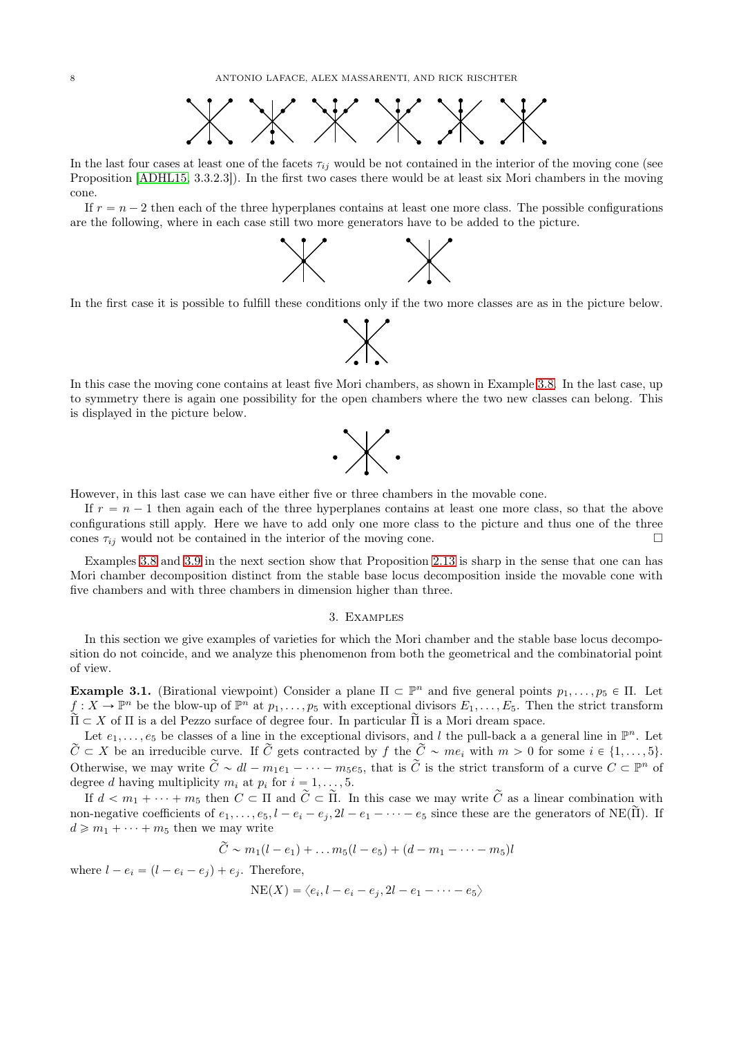In the last four cases at least one of the facets $\tau_{ij}$ would be not contained in the interior of the moving cone (see Proposition [ADHL15, 3.3.2.3]). In the first two cases there would be at least six Mori chambers in the moving cone.

If $r = n-2$ then each of the three hyperplanes contains at least one more class. The possible configurations are the following, where in each case still two more generators have to be added to the picture.

In the first case it is possible to fulfill these conditions only if the two more classes are as in the picture below.

In this case the moving cone contains at least five Mori chambers, as shown in Example 3.8. In the last case, up to symmetry there is again one possibility for the open chambers where the two new classes can belong. This is displayed in the picture below.

However, in this last case we can have either five or three chambers in the movable cone.

If $r = n-1$ then again each of the three hyperplanes contains at least one more class, so that the above configurations still apply. Here we have to add only one more class to the picture and thus one of the three cones $\tau_{ij}$ would not be contained in the interior of the moving cone. □

Examples 3.8 and 3.9 in the next section show that Proposition 2.13 is sharp in the sense that one can has Mori chamber decomposition distinct from the stable base locus decomposition inside the movable cone with five chambers and with three chambers in dimension higher than three.

## 3. Examples

In this section we give examples of varieties for which the Mori chamber and the stable base locus decomposition do not coincide, and we analyze this phenomenon from both the geometrical and the combinatorial point of view.

**Example 3.1.** (Birational viewpoint) Consider a plane $\Pi \subset \mathbb{P}^n$ and five general points $p_1, \dots, p_5 \in \Pi$. Let $f : X \to \mathbb{P}^n$ be the blow-up of $\mathbb{P}^n$ at $p_1, \dots, p_5$ with exceptional divisors $E_1, \dots, E_5$. Then the strict transform $\widetilde{\Pi} \subset X$ of $\Pi$ is a del Pezzo surface of degree four. In particular $\widetilde{\Pi}$ is a Mori dream space.

Let $e_1, \dots, e_5$ be classes of a line in the exceptional divisors, and $l$ the pull-back a a general line in $\mathbb{P}^n$. Let $\widetilde{C} \subset X$ be an irreducible curve. If $\widetilde{C}$ gets contracted by $f$ the $\widetilde{C} \sim me_i$ with $m > 0$ for some $i \in \{1, \dots, 5\}$. Otherwise, we may write $\widetilde{C} \sim dl - m_1e_1 - \dots - m_5e_5$, that is $\widetilde{C}$ is the strict transform of a curve $C \subset \mathbb{P}^n$ of degree $d$ having multiplicity $m_i$ at $p_i$ for $i = 1, \dots, 5$.

If $d < m_1 + \dots + m_5$ then $C \subset \Pi$ and $\widetilde{C} \subset \widetilde{\Pi}$. In this case we may write $\widetilde{C}$ as a linear combination with non-negative coefficients of $e_1, \dots, e_5, l - e_i - e_j, 2l - e_1 - \dots - e_5$ since these are the generators of $\mathrm{NE}(\widetilde{\Pi})$. If $d \geqslant m_1 + \dots + m_5$ then we may write

$$\widetilde{C} \sim m_1(l - e_1) + \dots m_5(l - e_5) + (d - m_1 - \dots - m_5)l$$

where $l - e_i = (l - e_i - e_j) + e_j$. Therefore,

$$\mathrm{NE}(X) = \langle e_i, l - e_i - e_j, 2l - e_1 - \dots - e_5 \rangle$$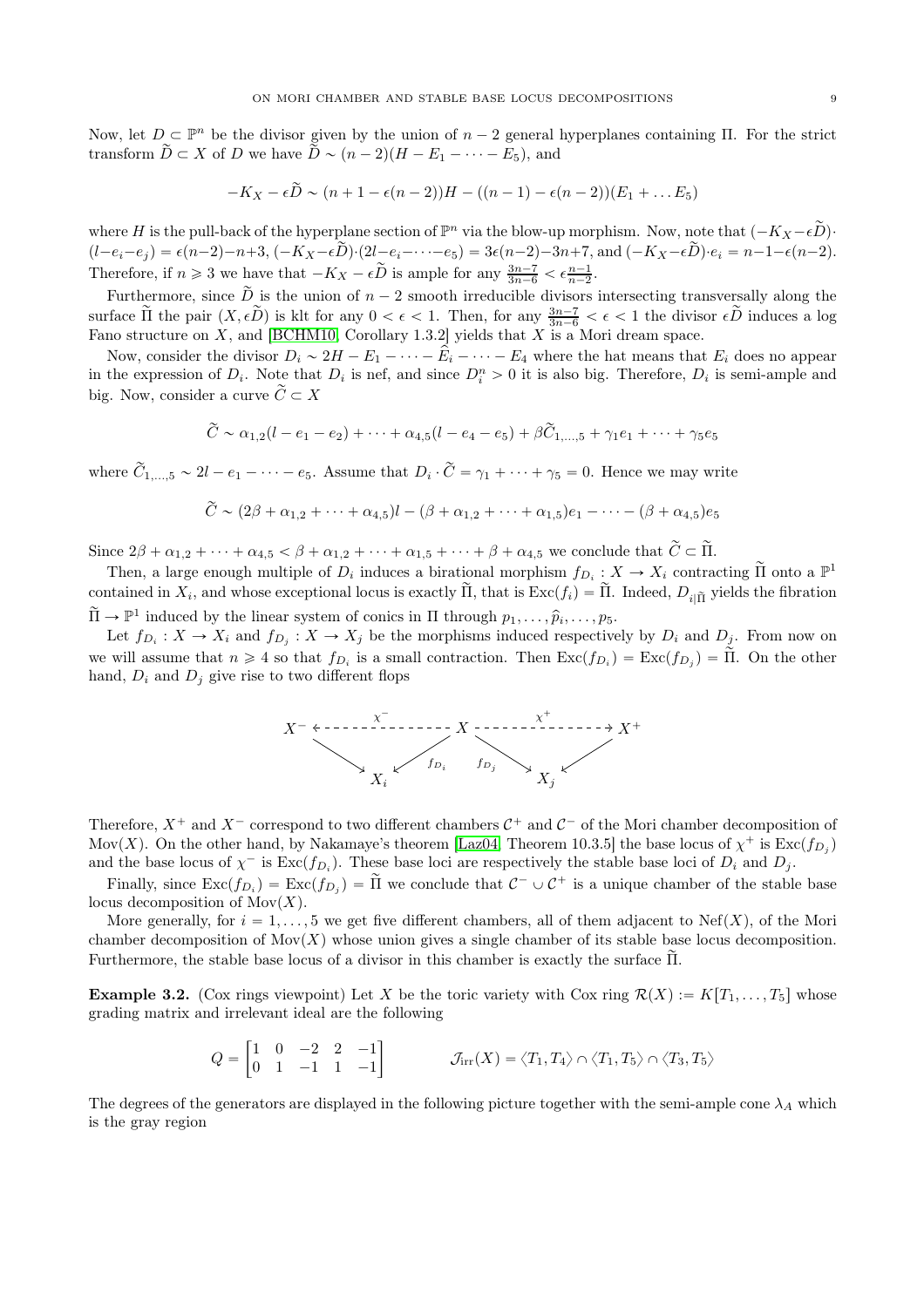Now, let $D \subset \mathbb{P}^n$ be the divisor given by the union of $n-2$ general hyperplanes containing $\Pi$. For the strict transform $\widetilde{D} \subset X$ of $D$ we have $\widetilde{D} \sim (n-2)(H - E_1 - \cdots - E_5)$, and

$$-K_X - \epsilon\widetilde{D} \sim (n+1-\epsilon(n-2))H - ((n-1)-\epsilon(n-2))(E_1 + \ldots E_5)$$

where $H$ is the pull-back of the hyperplane section of $\mathbb{P}^n$ via the blow-up morphism. Now, note that $(-K_X - \epsilon\widetilde{D}) \cdot (l - e_i - e_j) = \epsilon(n-2) - n + 3$, $(-K_X - \epsilon\widetilde{D}) \cdot (2l - e_i - \cdots - e_5) = 3\epsilon(n-2) - 3n + 7$, and $(-K_X - \epsilon\widetilde{D}) \cdot e_i = n - 1 - \epsilon(n-2)$. Therefore, if $n \geqslant 3$ we have that $-K_X - \epsilon\widetilde{D}$ is ample for any $\frac{3n-7}{3n-6} < \epsilon \frac{n-1}{n-2}$.

Furthermore, since $\widetilde{D}$ is the union of $n-2$ smooth irreducible divisors intersecting transversally along the surface $\widetilde{\Pi}$ the pair $(X, \epsilon\widetilde{D})$ is klt for any $0 < \epsilon < 1$. Then, for any $\frac{3n-7}{3n-6} < \epsilon < 1$ the divisor $\epsilon\widetilde{D}$ induces a log Fano structure on $X$, and [BCHM10, Corollary 1.3.2] yields that $X$ is a Mori dream space.

Now, consider the divisor $D_i \sim 2H - E_1 - \cdots - \widehat{E}_i - \cdots - E_4$ where the hat means that $E_i$ does no appear in the expression of $D_i$. Note that $D_i$ is nef, and since $D_i^n > 0$ it is also big. Therefore, $D_i$ is semi-ample and big. Now, consider a curve $\widetilde{C} \subset X$

$$\widetilde{C} \sim \alpha_{1,2}(l - e_1 - e_2) + \cdots + \alpha_{4,5}(l - e_4 - e_5) + \beta\widetilde{C}_{1,\ldots,5} + \gamma_1 e_1 + \cdots + \gamma_5 e_5$$

where $\widetilde{C}_{1,\ldots,5} \sim 2l - e_1 - \cdots - e_5$. Assume that $D_i \cdot \widetilde{C} = \gamma_1 + \cdots + \gamma_5 = 0$. Hence we may write

$$\widetilde{C} \sim (2\beta + \alpha_{1,2} + \cdots + \alpha_{4,5})l - (\beta + \alpha_{1,2} + \cdots + \alpha_{1,5})e_1 - \cdots - (\beta + \alpha_{4,5})e_5$$

Since $2\beta + \alpha_{1,2} + \cdots + \alpha_{4,5} < \beta + \alpha_{1,2} + \cdots + \alpha_{1,5} + \cdots + \beta + \alpha_{4,5}$ we conclude that $\widetilde{C} \subset \widetilde{\Pi}$.

Then, a large enough multiple of $D_i$ induces a birational morphism $f_{D_i} : X \to X_i$ contracting $\widetilde{\Pi}$ onto a $\mathbb{P}^1$ contained in $X_i$, and whose exceptional locus is exactly $\widetilde{\Pi}$, that is $\mathrm{Exc}(f_i) = \widetilde{\Pi}$. Indeed, $D_{i|\widetilde{\Pi}}$ yields the fibration $\widetilde{\Pi} \to \mathbb{P}^1$ induced by the linear system of conics in $\Pi$ through $p_1, \ldots, \widehat{p}_i, \ldots, p_5$.

Let $f_{D_i} : X \to X_i$ and $f_{D_j} : X \to X_j$ be the morphisms induced respectively by $D_i$ and $D_j$. From now on we will assume that $n \geqslant 4$ so that $f_{D_i}$ is a small contraction. Then $\mathrm{Exc}(f_{D_i}) = \mathrm{Exc}(f_{D_j}) = \widetilde{\Pi}$. On the other hand, $D_i$ and $D_j$ give rise to two different flops

$$\begin{array}{ccccc} X^- & \overset{\chi^-}{\dashleftarrow} & X & \overset{\chi^+}{\dashrightarrow} & X^+ \\ & \searrow \ \ \swarrow_{f_{D_i}} & & {}_{f_{D_j}}\searrow \ \ \swarrow & \\ & X_i & & X_j & \end{array}$$

Therefore, $X^+$ and $X^-$ correspond to two different chambers $\mathcal{C}^+$ and $\mathcal{C}^-$ of the Mori chamber decomposition of $\mathrm{Mov}(X)$. On the other hand, by Nakamaye's theorem [Laz04, Theorem 10.3.5] the base locus of $\chi^+$ is $\mathrm{Exc}(f_{D_j})$ and the base locus of $\chi^-$ is $\mathrm{Exc}(f_{D_i})$. These base loci are respectively the stable base loci of $D_i$ and $D_j$.

Finally, since $\mathrm{Exc}(f_{D_i}) = \mathrm{Exc}(f_{D_j}) = \widetilde{\Pi}$ we conclude that $\mathcal{C}^- \cup \mathcal{C}^+$ is a unique chamber of the stable base locus decomposition of $\mathrm{Mov}(X)$.

More generally, for $i = 1, \ldots, 5$ we get five different chambers, all of them adjacent to $\mathrm{Nef}(X)$, of the Mori chamber decomposition of $\mathrm{Mov}(X)$ whose union gives a single chamber of its stable base locus decomposition. Furthermore, the stable base locus of a divisor in this chamber is exactly the surface $\widetilde{\Pi}$.

**Example 3.2.** (Cox rings viewpoint) Let $X$ be the toric variety with Cox ring $\mathcal{R}(X) := K[T_1, \ldots, T_5]$ whose grading matrix and irrelevant ideal are the following

$$Q = \begin{bmatrix} 1 & 0 & -2 & 2 & -1 \\ 0 & 1 & -1 & 1 & -1 \end{bmatrix} \qquad \mathcal{J}_{\mathrm{irr}}(X) = \langle T_1, T_4 \rangle \cap \langle T_1, T_5 \rangle \cap \langle T_3, T_5 \rangle$$

The degrees of the generators are displayed in the following picture together with the semi-ample cone $\lambda_A$ which is the gray region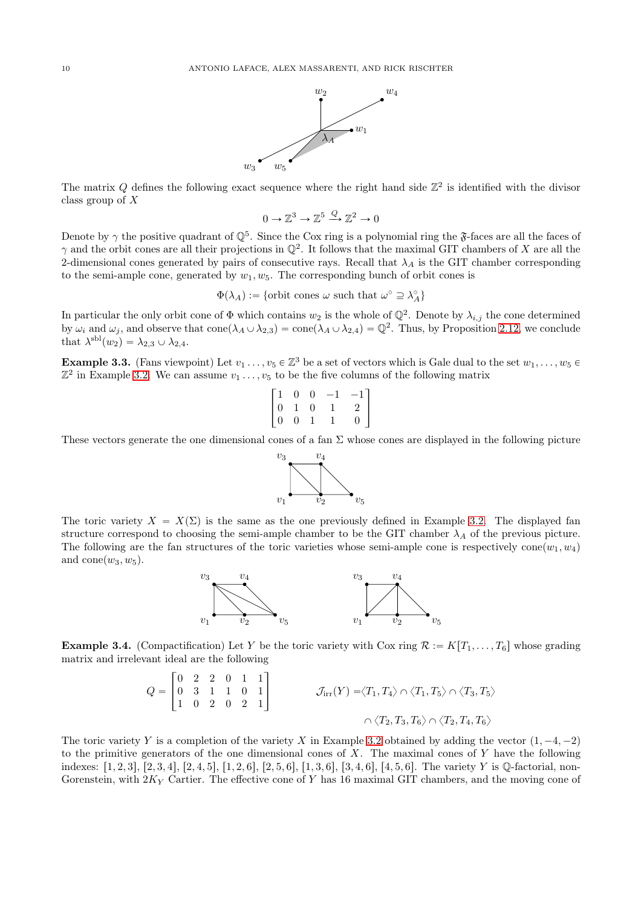The matrix $Q$ defines the following exact sequence where the right hand side $\mathbb{Z}^2$ is identified with the divisor class group of $X$

$$0 \to \mathbb{Z}^3 \to \mathbb{Z}^5 \xrightarrow{Q} \mathbb{Z}^2 \to 0$$

Denote by $\gamma$ the positive quadrant of $\mathbb{Q}^5$. Since the Cox ring is a polynomial ring the $\mathfrak{F}$-faces are all the faces of $\gamma$ and the orbit cones are all their projections in $\mathbb{Q}^2$. It follows that the maximal GIT chambers of $X$ are all the 2-dimensional cones generated by pairs of consecutive rays. Recall that $\lambda_A$ is the GIT chamber corresponding to the semi-ample cone, generated by $w_1, w_5$. The corresponding bunch of orbit cones is

$$\Phi(\lambda_A) := \{\text{orbit cones } \omega \text{ such that } \omega^\circ \supseteq \lambda_A^\circ\}$$

In particular the only orbit cone of $\Phi$ which contains $w_2$ is the whole of $\mathbb{Q}^2$. Denote by $\lambda_{i,j}$ the cone determined by $\omega_i$ and $\omega_j$, and observe that $\text{cone}(\lambda_A \cup \lambda_{2,3}) = \text{cone}(\lambda_A \cup \lambda_{2,4}) = \mathbb{Q}^2$. Thus, by Proposition 2.12, we conclude that $\lambda^{\text{sbl}}(w_2) = \lambda_{2,3} \cup \lambda_{2,4}$.

**Example 3.3.** (Fans viewpoint) Let $v_1 \dots, v_5 \in \mathbb{Z}^3$ be a set of vectors which is Gale dual to the set $w_1, \dots, w_5 \in \mathbb{Z}^2$ in Example 3.2. We can assume $v_1 \dots, v_5$ to be the five columns of the following matrix

$$\begin{bmatrix} 1 & 0 & 0 & -1 & -1 \\ 0 & 1 & 0 & 1 & 2 \\ 0 & 0 & 1 & 1 & 0 \end{bmatrix}$$

These vectors generate the one dimensional cones of a fan $\Sigma$ whose cones are displayed in the following picture

The toric variety $X = X(\Sigma)$ is the same as the one previously defined in Example 3.2. The displayed fan structure correspond to choosing the semi-ample chamber to be the GIT chamber $\lambda_A$ of the previous picture. The following are the fan structures of the toric varieties whose semi-ample cone is respectively $\text{cone}(w_1, w_4)$ and $\text{cone}(w_3, w_5)$.

**Example 3.4.** (Compactification) Let $Y$ be the toric variety with Cox ring $\mathcal{R} := K[T_1, \dots, T_6]$ whose grading matrix and irrelevant ideal are the following

$$Q = \begin{bmatrix} 0 & 2 & 2 & 0 & 1 & 1 \\ 0 & 3 & 1 & 1 & 0 & 1 \\ 1 & 0 & 2 & 0 & 2 & 1 \end{bmatrix} \qquad \begin{aligned} \mathcal{J}_{\text{irr}}(Y) =& \langle T_1, T_4 \rangle \cap \langle T_1, T_5 \rangle \cap \langle T_3, T_5 \rangle \\ & \cap \langle T_2, T_3, T_6 \rangle \cap \langle T_2, T_4, T_6 \rangle \end{aligned}$$

The toric variety $Y$ is a completion of the variety $X$ in Example 3.2 obtained by adding the vector $(1, -4, -2)$ to the primitive generators of the one dimensional cones of $X$. The maximal cones of $Y$ have the following indexes: $[1, 2, 3]$, $[2, 3, 4]$, $[2, 4, 5]$, $[1, 2, 6]$, $[2, 5, 6]$, $[1, 3, 6]$, $[3, 4, 6]$, $[4, 5, 6]$. The variety $Y$ is $\mathbb{Q}$-factorial, non-Gorenstein, with $2K_Y$ Cartier. The effective cone of $Y$ has 16 maximal GIT chambers, and the moving cone of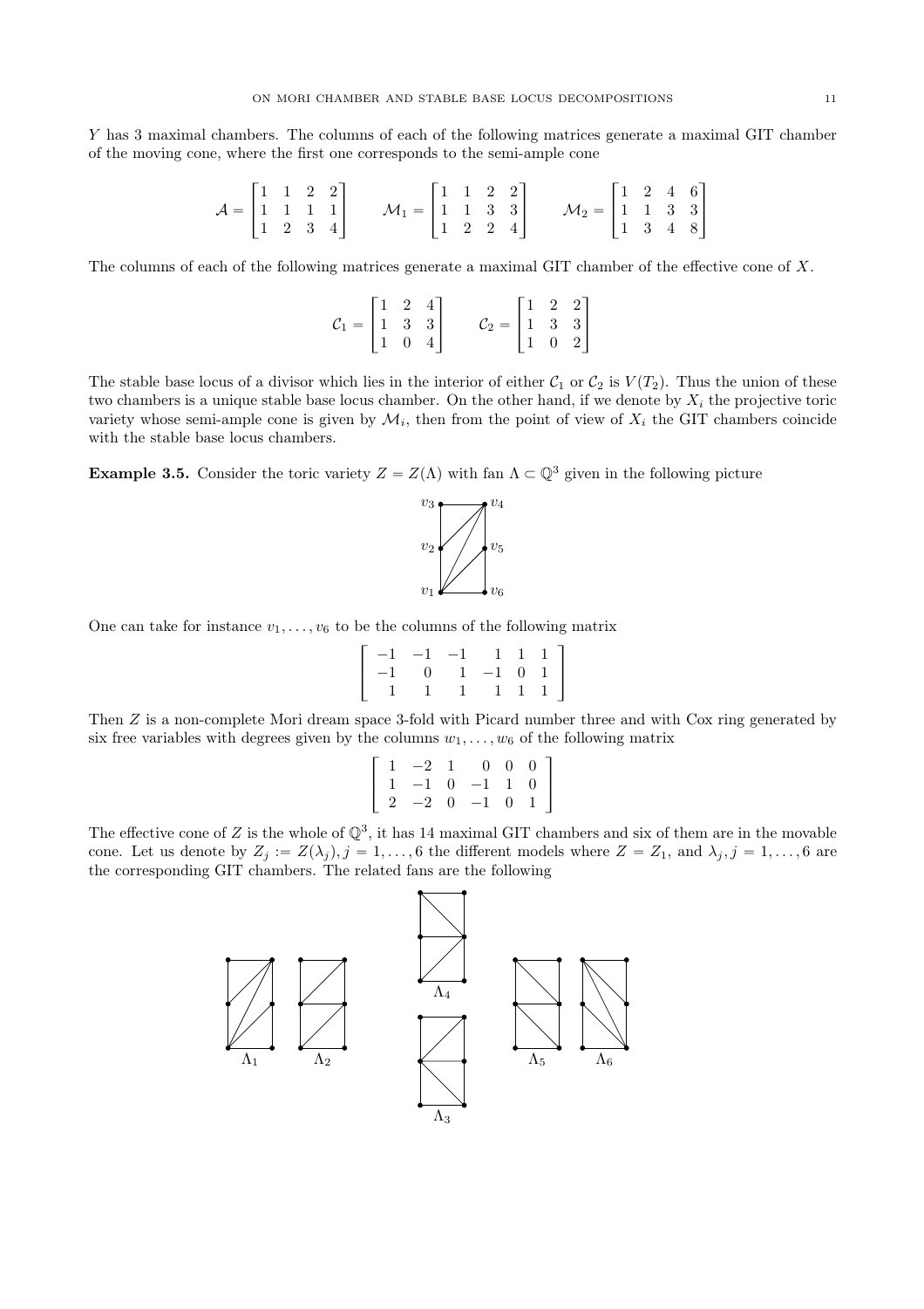$Y$ has 3 maximal chambers. The columns of each of the following matrices generate a maximal GIT chamber of the moving cone, where the first one corresponds to the semi-ample cone

$$\mathcal{A} = \begin{bmatrix} 1 & 1 & 2 & 2 \\ 1 & 1 & 1 & 1 \\ 1 & 2 & 3 & 4 \end{bmatrix} \qquad \mathcal{M}_1 = \begin{bmatrix} 1 & 1 & 2 & 2 \\ 1 & 1 & 3 & 3 \\ 1 & 2 & 2 & 4 \end{bmatrix} \qquad \mathcal{M}_2 = \begin{bmatrix} 1 & 2 & 4 & 6 \\ 1 & 1 & 3 & 3 \\ 1 & 3 & 4 & 8 \end{bmatrix}$$

The columns of each of the following matrices generate a maximal GIT chamber of the effective cone of $X$.

$$\mathcal{C}_1 = \begin{bmatrix} 1 & 2 & 4 \\ 1 & 3 & 3 \\ 1 & 0 & 4 \end{bmatrix} \qquad \mathcal{C}_2 = \begin{bmatrix} 1 & 2 & 2 \\ 1 & 3 & 3 \\ 1 & 0 & 2 \end{bmatrix}$$

The stable base locus of a divisor which lies in the interior of either $\mathcal{C}_1$ or $\mathcal{C}_2$ is $V(T_2)$. Thus the union of these two chambers is a unique stable base locus chamber. On the other hand, if we denote by $X_i$ the projective toric variety whose semi-ample cone is given by $\mathcal{M}_i$, then from the point of view of $X_i$ the GIT chambers coincide with the stable base locus chambers.

**Example 3.5.** Consider the toric variety $Z = Z(\Lambda)$ with fan $\Lambda \subset \mathbb{Q}^3$ given in the following picture

One can take for instance $v_1, \dots, v_6$ to be the columns of the following matrix

$$\begin{bmatrix} -1 & -1 & -1 & 1 & 1 & 1 \\ -1 & 0 & 1 & -1 & 0 & 1 \\ 1 & 1 & 1 & 1 & 1 & 1 \end{bmatrix}$$

Then $Z$ is a non-complete Mori dream space 3-fold with Picard number three and with Cox ring generated by six free variables with degrees given by the columns $w_1, \dots, w_6$ of the following matrix

$$\begin{bmatrix} 1 & -2 & 1 & 0 & 0 & 0 \\ 1 & -1 & 0 & -1 & 1 & 0 \\ 2 & -2 & 0 & -1 & 0 & 1 \end{bmatrix}$$

The effective cone of $Z$ is the whole of $\mathbb{Q}^3$, it has 14 maximal GIT chambers and six of them are in the movable cone. Let us denote by $Z_j := Z(\lambda_j), j = 1, \dots, 6$ the different models where $Z = Z_1$, and $\lambda_j, j = 1, \dots, 6$ are the corresponding GIT chambers. The related fans are the following

$\Lambda_1$ $\Lambda_2$ $\Lambda_3$ $\Lambda_4$ $\Lambda_5$ $\Lambda_6$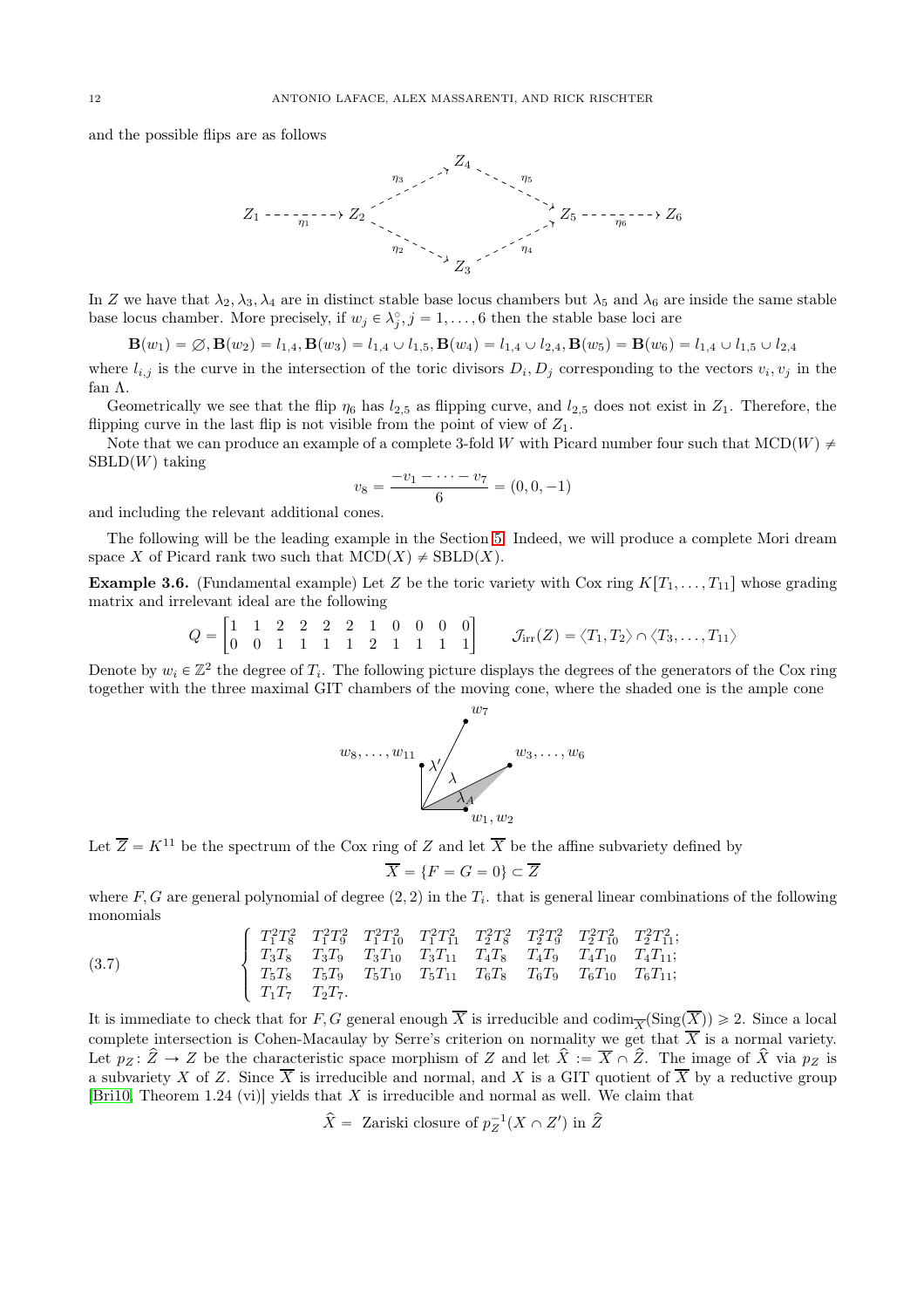and the possible flips are as follows

$$
\begin{array}{ccccccc}
 & & & Z_4 & & & \\
 & & \overset{\eta_3}{\nearrow} & & \overset{\eta_5}{\searrow} & & \\
Z_1 \overset{\eta_1}{\dashrightarrow} & Z_2 & & & & Z_5 & \overset{\eta_6}{\dashrightarrow} Z_6 \\
 & & \underset{\eta_2}{\searrow} & & \underset{\eta_4}{\nearrow} & & \\
 & & & Z_3 & & &
\end{array}
$$

In $Z$ we have that $\lambda_2, \lambda_3, \lambda_4$ are in distinct stable base locus chambers but $\lambda_5$ and $\lambda_6$ are inside the same stable base locus chamber. More precisely, if $w_j \in \lambda_j^\circ, j = 1, \dots, 6$ then the stable base loci are

$$\mathbf{B}(w_1) = \varnothing, \mathbf{B}(w_2) = l_{1,4}, \mathbf{B}(w_3) = l_{1,4} \cup l_{1,5}, \mathbf{B}(w_4) = l_{1,4} \cup l_{2,4}, \mathbf{B}(w_5) = \mathbf{B}(w_6) = l_{1,4} \cup l_{1,5} \cup l_{2,4}$$

where $l_{i,j}$ is the curve in the intersection of the toric divisors $D_i, D_j$ corresponding to the vectors $v_i, v_j$ in the fan $\Lambda$.

Geometrically we see that the flip $\eta_6$ has $l_{2,5}$ as flipping curve, and $l_{2,5}$ does not exist in $Z_1$. Therefore, the flipping curve in the last flip is not visible from the point of view of $Z_1$.

Note that we can produce an example of a complete 3-fold $W$ with Picard number four such that $\mathrm{MCD}(W) \neq \mathrm{SBLD}(W)$ taking

$$v_8 = \frac{-v_1 - \cdots - v_7}{6} = (0, 0, -1)$$

and including the relevant additional cones.

The following will be the leading example in the Section 5. Indeed, we will produce a complete Mori dream space $X$ of Picard rank two such that $\mathrm{MCD}(X) \neq \mathrm{SBLD}(X)$.

**Example 3.6.** (Fundamental example) Let $Z$ be the toric variety with Cox ring $K[T_1, \dots, T_{11}]$ whose grading matrix and irrelevant ideal are the following

$$Q = \begin{bmatrix} 1 & 1 & 2 & 2 & 2 & 2 & 1 & 0 & 0 & 0 & 0 \\ 0 & 0 & 1 & 1 & 1 & 1 & 2 & 1 & 1 & 1 & 1 \end{bmatrix} \qquad \mathcal{J}_{\mathrm{irr}}(Z) = \langle T_1, T_2 \rangle \cap \langle T_3, \dots, T_{11} \rangle$$

Denote by $w_i \in \mathbb{Z}^2$ the degree of $T_i$. The following picture displays the degrees of the generators of the Cox ring together with the three maximal GIT chambers of the moving cone, where the shaded one is the ample cone

Let $\overline{Z} = K^{11}$ be the spectrum of the Cox ring of $Z$ and let $\overline{X}$ be the affine subvariety defined by

$$\overline{X} = \{F = G = 0\} \subset \overline{Z}$$

where $F, G$ are general polynomial of degree $(2, 2)$ in the $T_i$. that is general linear combinations of the following monomials

$$(3.7) \qquad \left\{ \begin{array}{llllllll} T_1^2T_8^2 & T_1^2T_9^2 & T_1^2T_{10}^2 & T_1^2T_{11}^2 & T_2^2T_8^2 & T_2^2T_9^2 & T_2^2T_{10}^2 & T_2^2T_{11}^2; \\ T_3T_8 & T_3T_9 & T_3T_{10} & T_3T_{11} & T_4T_8 & T_4T_9 & T_4T_{10} & T_4T_{11}; \\ T_5T_8 & T_5T_9 & T_5T_{10} & T_5T_{11} & T_6T_8 & T_6T_9 & T_6T_{10} & T_6T_{11}; \\ T_1T_7 & T_2T_7. & & & & & & \end{array} \right.$$

It is immediate to check that for $F, G$ general enough $\overline{X}$ is irreducible and $\mathrm{codim}_{\overline{X}}(\mathrm{Sing}(\overline{X})) \geqslant 2$. Since a local complete intersection is Cohen-Macaulay by Serre's criterion on normality we get that $\overline{X}$ is a normal variety. Let $p_Z \colon \widehat{Z} \to Z$ be the characteristic space morphism of $Z$ and let $\widehat{X} := \overline{X} \cap \widehat{Z}$. The image of $\widehat{X}$ via $p_Z$ is a subvariety $X$ of $Z$. Since $\overline{X}$ is irreducible and normal, and $X$ is a GIT quotient of $\overline{X}$ by a reductive group [Bri10, Theorem 1.24 (vi)] yields that $X$ is irreducible and normal as well. We claim that

$$\widehat{X} = \text{ Zariski closure of } p_Z^{-1}(X \cap Z') \text{ in } \widehat{Z}$$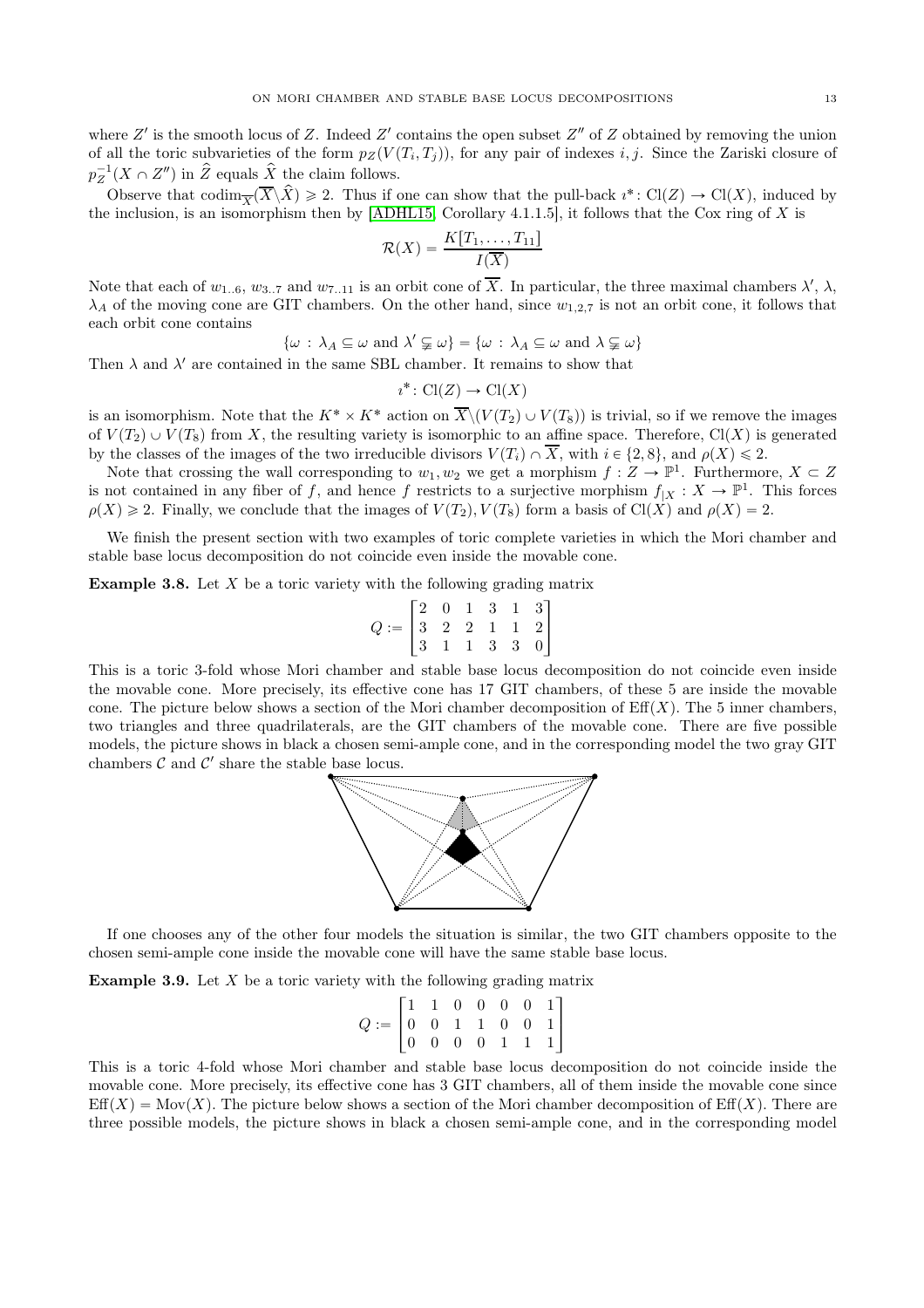where $Z'$ is the smooth locus of $Z$. Indeed $Z'$ contains the open subset $Z''$ of $Z$ obtained by removing the union of all the toric subvarieties of the form $p_Z(V(T_i, T_j))$, for any pair of indexes $i, j$. Since the Zariski closure of $p_Z^{-1}(X \cap Z'')$ in $\widehat{Z}$ equals $\widehat{X}$ the claim follows.

Observe that $\operatorname{codim}_{\overline{X}}(\overline{X}\backslash\widehat{X}) \geqslant 2$. Thus if one can show that the pull-back $\imath^*\colon \operatorname{Cl}(Z) \to \operatorname{Cl}(X)$, induced by the inclusion, is an isomorphism then by [ADHL15, Corollary 4.1.1.5], it follows that the Cox ring of $X$ is

$$\mathcal{R}(X) = \frac{K[T_1, \dots, T_{11}]}{I(\overline{X})}$$

Note that each of $w_{1..6}$, $w_{3..7}$ and $w_{7..11}$ is an orbit cone of $\overline{X}$. In particular, the three maximal chambers $\lambda'$, $\lambda$, $\lambda_A$ of the moving cone are GIT chambers. On the other hand, since $w_{1,2,7}$ is not an orbit cone, it follows that each orbit cone contains

$$\{\omega\,:\,\lambda_A \subseteq \omega \text{ and } \lambda' \subsetneqq \omega\} = \{\omega\,:\,\lambda_A \subseteq \omega \text{ and } \lambda \subsetneqq \omega\}$$

Then $\lambda$ and $\lambda'$ are contained in the same SBL chamber. It remains to show that

$$\imath^*\colon \operatorname{Cl}(Z) \to \operatorname{Cl}(X)$$

is an isomorphism. Note that the $K^* \times K^*$ action on $\overline{X}\backslash(V(T_2) \cup V(T_8))$ is trivial, so if we remove the images of $V(T_2) \cup V(T_8)$ from $X$, the resulting variety is isomorphic to an affine space. Therefore, $\operatorname{Cl}(X)$ is generated by the classes of the images of the two irreducible divisors $V(T_i) \cap \overline{X}$, with $i \in \{2, 8\}$, and $\rho(X) \leqslant 2$.

Note that crossing the wall corresponding to $w_1, w_2$ we get a morphism $f : Z \to \mathbb{P}^1$. Furthermore, $X \subset Z$ is not contained in any fiber of $f$, and hence $f$ restricts to a surjective morphism $f_{|X} : X \to \mathbb{P}^1$. This forces $\rho(X) \geqslant 2$. Finally, we conclude that the images of $V(T_2), V(T_8)$ form a basis of $\operatorname{Cl}(X)$ and $\rho(X) = 2$.

We finish the present section with two examples of toric complete varieties in which the Mori chamber and stable base locus decomposition do not coincide even inside the movable cone.

**Example 3.8.** Let $X$ be a toric variety with the following grading matrix

$$Q := \begin{bmatrix} 2 & 0 & 1 & 3 & 1 & 3 \\ 3 & 2 & 2 & 1 & 1 & 2 \\ 3 & 1 & 1 & 3 & 3 & 0 \end{bmatrix}$$

This is a toric 3-fold whose Mori chamber and stable base locus decomposition do not coincide even inside the movable cone. More precisely, its effective cone has 17 GIT chambers, of these 5 are inside the movable cone. The picture below shows a section of the Mori chamber decomposition of $\operatorname{Eff}(X)$. The 5 inner chambers, two triangles and three quadrilaterals, are the GIT chambers of the movable cone. There are five possible models, the picture shows in black a chosen semi-ample cone, and in the corresponding model the two gray GIT chambers $\mathcal{C}$ and $\mathcal{C}'$ share the stable base locus.

If one chooses any of the other four models the situation is similar, the two GIT chambers opposite to the chosen semi-ample cone inside the movable cone will have the same stable base locus.

**Example 3.9.** Let $X$ be a toric variety with the following grading matrix

$$Q := \begin{bmatrix} 1 & 1 & 0 & 0 & 0 & 0 & 1 \\ 0 & 0 & 1 & 1 & 0 & 0 & 1 \\ 0 & 0 & 0 & 0 & 1 & 1 & 1 \end{bmatrix}$$

This is a toric 4-fold whose Mori chamber and stable base locus decomposition do not coincide inside the movable cone. More precisely, its effective cone has 3 GIT chambers, all of them inside the movable cone since $\operatorname{Eff}(X) = \operatorname{Mov}(X)$. The picture below shows a section of the Mori chamber decomposition of $\operatorname{Eff}(X)$. There are three possible models, the picture shows in black a chosen semi-ample cone, and in the corresponding model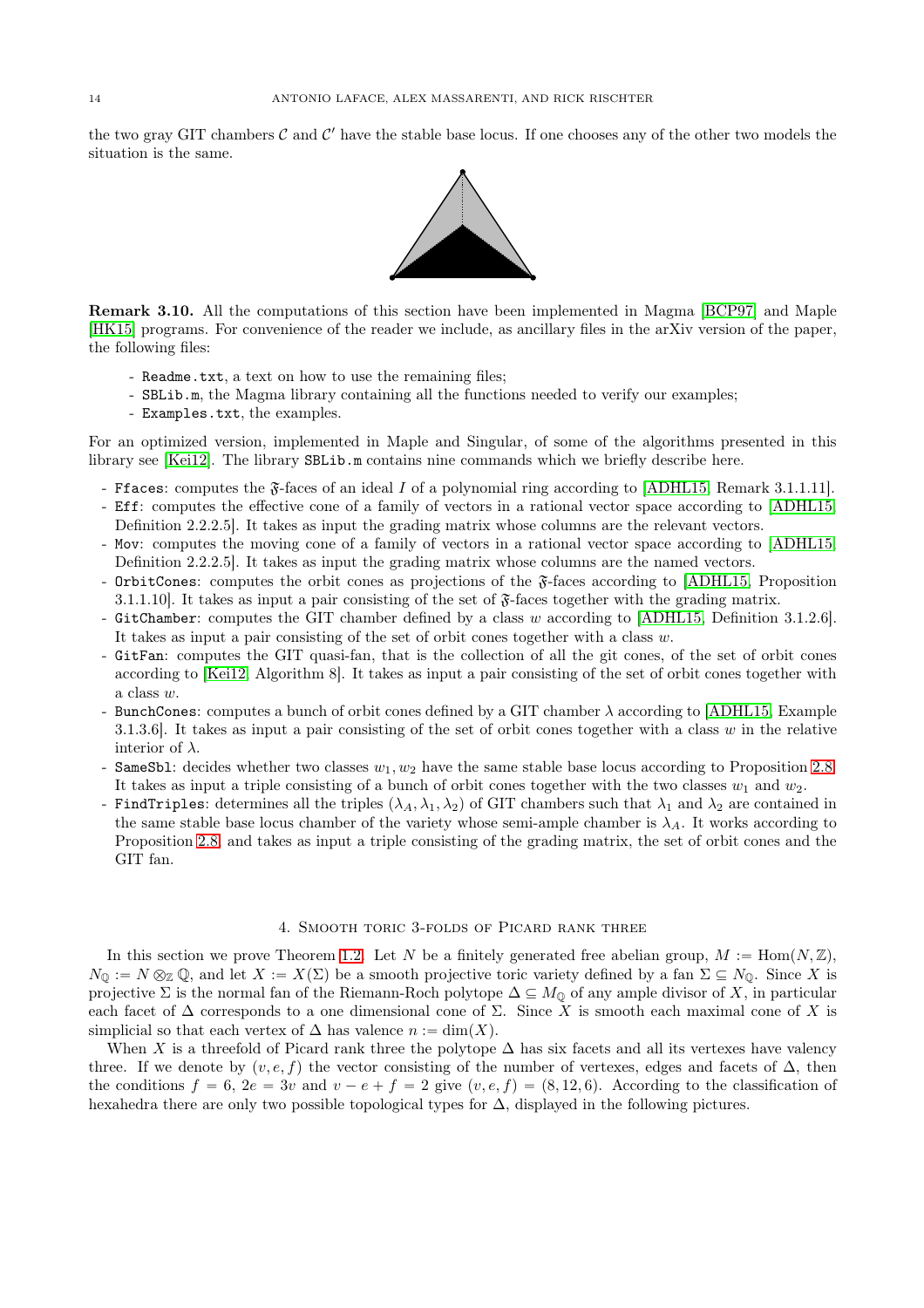the two gray GIT chambers $\mathcal{C}$ and $\mathcal{C}'$ have the stable base locus. If one chooses any of the other two models the situation is the same.

**Remark 3.10.** All the computations of this section have been implemented in Magma [BCP97] and Maple [HK15] programs. For convenience of the reader we include, as ancillary files in the arXiv version of the paper, the following files:

- `Readme.txt`, a text on how to use the remaining files;
- `SBLib.m`, the Magma library containing all the functions needed to verify our examples;
- `Examples.txt`, the examples.

For an optimized version, implemented in Maple and Singular, of some of the algorithms presented in this library see [Kei12]. The library `SBLib.m` contains nine commands which we briefly describe here.

- `Ffaces`: computes the $\mathfrak{F}$-faces of an ideal $I$ of a polynomial ring according to [ADHL15, Remark 3.1.1.11].
- `Eff`: computes the effective cone of a family of vectors in a rational vector space according to [ADHL15, Definition 2.2.2.5]. It takes as input the grading matrix whose columns are the relevant vectors.
- `Mov`: computes the moving cone of a family of vectors in a rational vector space according to [ADHL15, Definition 2.2.2.5]. It takes as input the grading matrix whose columns are the named vectors.
- `OrbitCones`: computes the orbit cones as projections of the $\mathfrak{F}$-faces according to [ADHL15, Proposition 3.1.1.10]. It takes as input a pair consisting of the set of $\mathfrak{F}$-faces together with the grading matrix.
- `GitChamber`: computes the GIT chamber defined by a class $w$ according to [ADHL15, Definition 3.1.2.6]. It takes as input a pair consisting of the set of orbit cones together with a class $w$.
- `GitFan`: computes the GIT quasi-fan, that is the collection of all the git cones, of the set of orbit cones according to [Kei12, Algorithm 8]. It takes as input a pair consisting of the set of orbit cones together with a class $w$.
- `BunchCones`: computes a bunch of orbit cones defined by a GIT chamber $\lambda$ according to [ADHL15, Example 3.1.3.6]. It takes as input a triple consisting of a bunch of orbit cones together with a class $w$ in the relative interior of $\lambda$.
- `SameSbl`: decides whether two classes $w_1, w_2$ have the same stable base locus according to Proposition 2.8. It takes as input a triple consisting of the set of orbit cones together with the two classes $w_1$ and $w_2$.
- `FindTriples`: determines all the triples $(\lambda_A, \lambda_1, \lambda_2)$ of GIT chambers such that $\lambda_1$ and $\lambda_2$ are contained in the same stable base locus chamber of the variety whose semi-ample chamber is $\lambda_A$. It works according to Proposition 2.8, and takes as input a triple consisting of the grading matrix, the set of orbit cones and the GIT fan.

## 4. Smooth toric 3-folds of Picard rank three

In this section we prove Theorem 1.2. Let $N$ be a finitely generated free abelian group, $M := \mathrm{Hom}(N, \mathbb{Z})$, $N_{\mathbb{Q}} := N \otimes_{\mathbb{Z}} \mathbb{Q}$, and let $X := X(\Sigma)$ be a smooth projective toric variety defined by a fan $\Sigma \subseteq N_{\mathbb{Q}}$. Since $X$ is projective $\Sigma$ is the normal fan of the Riemann-Roch polytope $\Delta \subseteq M_{\mathbb{Q}}$ of any ample divisor of $X$, in particular each facet of $\Delta$ corresponds to a one dimensional cone of $\Sigma$. Since $X$ is smooth each maximal cone of $X$ is simplicial so that each vertex of $\Delta$ has valence $n := \dim(X)$.

When $X$ is a threefold of Picard rank three the polytope $\Delta$ has six facets and all its vertexes have valency three. If we denote by $(v, e, f)$ the vector consisting of the number of vertexes, edges and facets of $\Delta$, then the conditions $f = 6$, $2e = 3v$ and $v - e + f = 2$ give $(v, e, f) = (8, 12, 6)$. According to the classification of hexahedra there are only two possible topological types for $\Delta$, displayed in the following pictures.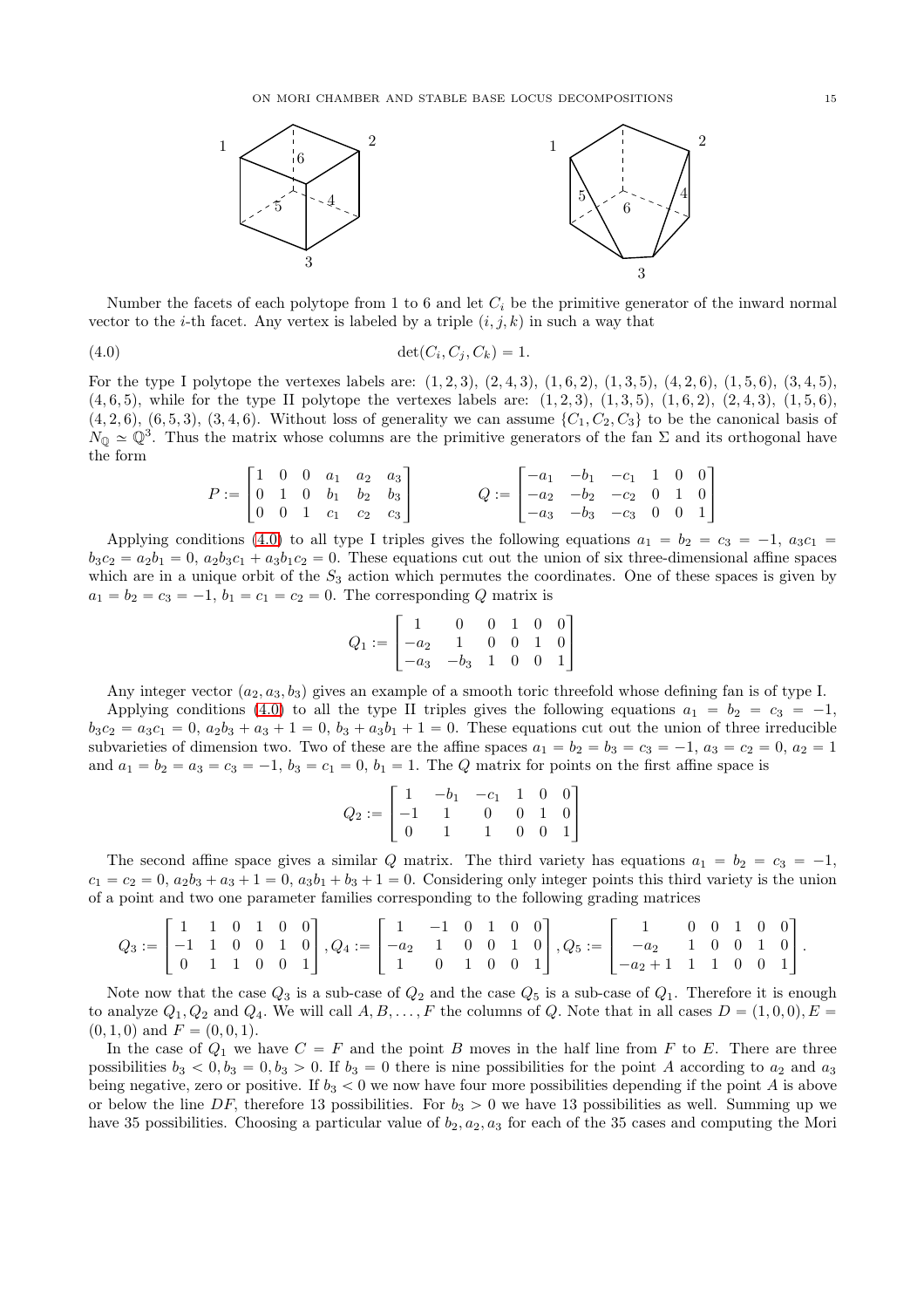Number the facets of each polytope from 1 to 6 and let $C_i$ be the primitive generator of the inward normal vector to the $i$-th facet. Any vertex is labeled by a triple $(i, j, k)$ in such a way that

$$\det(C_i, C_j, C_k) = 1. \tag{4.0}$$

For the type I polytope the vertexes labels are: $(1, 2, 3)$, $(2, 4, 3)$, $(1, 6, 2)$, $(1, 3, 5)$, $(4, 2, 6)$, $(1, 5, 6)$, $(3, 4, 5)$, $(4, 6, 5)$, while for the type II polytope the vertexes labels are: $(1, 2, 3)$, $(1, 3, 5)$, $(1, 6, 2)$, $(2, 4, 3)$, $(1, 5, 6)$, $(4, 2, 6)$, $(6, 5, 3)$, $(3, 4, 6)$. Without loss of generality we can assume $\{C_1, C_2, C_3\}$ to be the canonical basis of $N_{\mathbb{Q}} \simeq \mathbb{Q}^3$. Thus the matrix whose columns are the primitive generators of the fan $\Sigma$ and its orthogonal have the form

$$P := \begin{bmatrix} 1 & 0 & 0 & a_1 & a_2 & a_3 \\ 0 & 1 & 0 & b_1 & b_2 & b_3 \\ 0 & 0 & 1 & c_1 & c_2 & c_3 \end{bmatrix} \qquad Q := \begin{bmatrix} -a_1 & -b_1 & -c_1 & 1 & 0 & 0 \\ -a_2 & -b_2 & -c_2 & 0 & 1 & 0 \\ -a_3 & -b_3 & -c_3 & 0 & 0 & 1 \end{bmatrix}$$

Applying conditions (4.0) to all type I triples gives the following equations $a_1 = b_2 = c_3 = -1$, $a_3c_1 = b_3c_2 = a_2b_1 = 0$, $a_2b_3c_1 + a_3b_1c_2 = 0$. These equations cut out the union of six three-dimensional affine spaces which are in a unique orbit of the $S_3$ action which permutes the coordinates. One of these spaces is given by $a_1 = b_2 = c_3 = -1$, $b_1 = c_1 = c_2 = 0$. The corresponding $Q$ matrix is

$$Q_1 := \begin{bmatrix} 1 & 0 & 0 & 1 & 0 & 0 \\ -a_2 & 1 & 0 & 0 & 1 & 0 \\ -a_3 & -b_3 & 1 & 0 & 0 & 1 \end{bmatrix}$$

Any integer vector $(a_2, a_3, b_3)$ gives an example of a smooth toric threefold whose defining fan is of type I.

Applying conditions (4.0) to all the type II triples gives the following equations $a_1 = b_2 = c_3 = -1$, $b_3c_2 = a_3c_1 = 0$, $a_2b_3 + a_3 + 1 = 0$, $b_3 + a_3b_1 + 1 = 0$. These equations cut out the union of three irreducible subvarieties of dimension two. Two of these are the affine spaces $a_1 = b_2 = b_3 = c_3 = -1$, $a_3 = c_2 = 0$, $a_2 = 1$ and $a_1 = b_2 = a_3 = c_3 = -1$, $b_3 = c_1 = 0$, $b_1 = 1$. The $Q$ matrix for points on the first affine space is

$$Q_2 := \begin{bmatrix} 1 & -b_1 & -c_1 & 1 & 0 & 0 \\ -1 & 1 & 0 & 0 & 1 & 0 \\ 0 & 1 & 1 & 0 & 0 & 1 \end{bmatrix}$$

The second affine space gives a similar $Q$ matrix. The third variety has equations $a_1 = b_2 = c_3 = -1$, $c_1 = c_2 = 0$, $a_2b_3 + a_3 + 1 = 0$, $a_3b_1 + b_3 + 1 = 0$. Considering only integer points this third variety is the union of a point and two one parameter families corresponding to the following grading matrices

$$Q_3 := \begin{bmatrix} 1 & 1 & 0 & 1 & 0 & 0 \\ -1 & 1 & 0 & 0 & 1 & 0 \\ 0 & 1 & 1 & 0 & 0 & 1 \end{bmatrix}, Q_4 := \begin{bmatrix} 1 & -1 & 0 & 1 & 0 & 0 \\ -a_2 & 1 & 0 & 0 & 1 & 0 \\ 1 & 0 & 1 & 0 & 0 & 1 \end{bmatrix}, Q_5 := \begin{bmatrix} 1 & 0 & 0 & 1 & 0 & 0 \\ -a_2 & 1 & 0 & 0 & 1 & 0 \\ -a_2 + 1 & 1 & 1 & 0 & 0 & 1 \end{bmatrix}.$$

Note now that the case $Q_3$ is a sub-case of $Q_2$ and the case $Q_5$ is a sub-case of $Q_1$. Therefore it is enough to analyze $Q_1, Q_2$ and $Q_4$. We will call $A, B, \ldots, F$ the columns of $Q$. Note that in all cases $D = (1, 0, 0), E = (0, 1, 0)$ and $F = (0, 0, 1)$.

In the case of $Q_1$ we have $C = F$ and the point $B$ moves in the half line from $F$ to $E$. There are three possibilities $b_3 < 0, b_3 = 0, b_3 > 0$. If $b_3 = 0$ there is nine possibilities for the point $A$ according to $a_2$ and $a_3$ being negative, zero or positive. If $b_3 < 0$ we now have four more possibilities depending if the point $A$ is above or below the line $DF$, therefore 13 possibilities. For $b_3 > 0$ we have 13 possibilities as well. Summing up we have 35 possibilities. Choosing a particular value of $b_2, a_2, a_3$ for each of the 35 cases and computing the Mori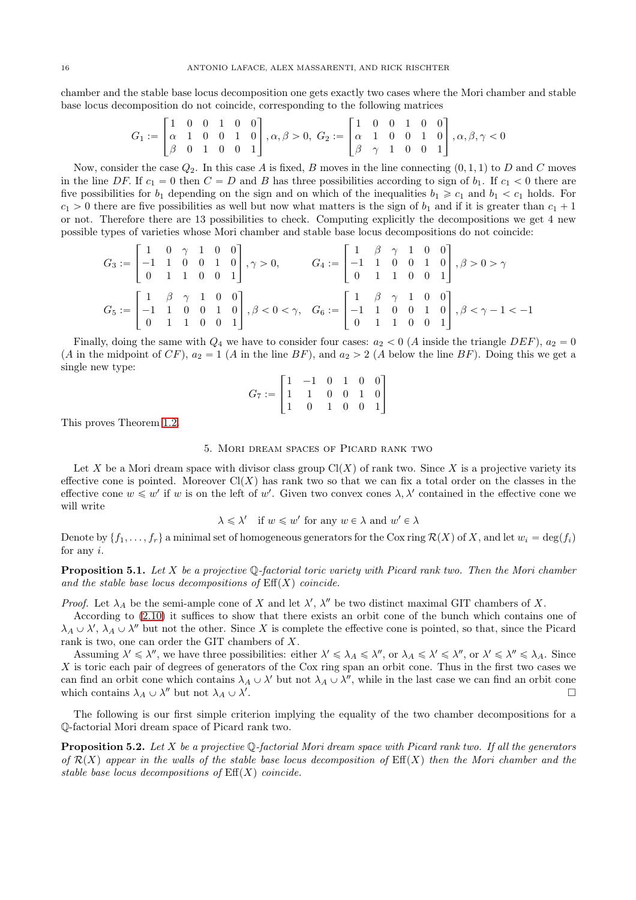chamber and the stable base locus decomposition one gets exactly two cases where the Mori chamber and stable base locus decomposition do not coincide, corresponding to the following matrices

$$G_1 := \begin{bmatrix} 1 & 0 & 0 & 1 & 0 & 0 \\ \alpha & 1 & 0 & 0 & 1 & 0 \\ \beta & 0 & 1 & 0 & 0 & 1 \end{bmatrix}, \alpha, \beta > 0, \ G_2 := \begin{bmatrix} 1 & 0 & 0 & 1 & 0 & 0 \\ \alpha & 1 & 0 & 0 & 1 & 0 \\ \beta & \gamma & 1 & 0 & 0 & 1 \end{bmatrix}, \alpha, \beta, \gamma < 0$$

Now, consider the case $Q_2$. In this case $A$ is fixed, $B$ moves in the line connecting $(0,1,1)$ to $D$ and $C$ moves in the line $DF$. If $c_1 = 0$ then $C = D$ and $B$ has three possibilities according to sign of $b_1$. If $c_1 < 0$ there are five possibilities for $b_1$ depending on the sign and on which of the inequalities $b_1 \geqslant c_1$ and $b_1 < c_1$ holds. For $c_1 > 0$ there are five possibilities as well but now what matters is the sign of $b_1$ and if it is greater than $c_1 + 1$ or not. Therefore there are 13 possibilities to check. Computing explicitly the decompositions we get 4 new possible types of varieties whose Mori chamber and stable base locus decompositions do not coincide:

$$G_3 := \begin{bmatrix} 1 & 0 & \gamma & 1 & 0 & 0 \\ -1 & 1 & 0 & 0 & 1 & 0 \\ 0 & 1 & 1 & 0 & 0 & 1 \end{bmatrix}, \gamma > 0, \qquad G_4 := \begin{bmatrix} 1 & \beta & \gamma & 1 & 0 & 0 \\ -1 & 1 & 0 & 0 & 1 & 0 \\ 0 & 1 & 1 & 0 & 0 & 1 \end{bmatrix}, \beta > 0 > \gamma$$

$$G_5 := \begin{bmatrix} 1 & \beta & \gamma & 1 & 0 & 0 \\ -1 & 1 & 0 & 0 & 1 & 0 \\ 0 & 1 & 1 & 0 & 0 & 1 \end{bmatrix}, \beta < 0 < \gamma, \quad G_6 := \begin{bmatrix} 1 & \beta & \gamma & 1 & 0 & 0 \\ -1 & 1 & 0 & 0 & 1 & 0 \\ 0 & 1 & 1 & 0 & 0 & 1 \end{bmatrix}, \beta < \gamma - 1 < -1$$

Finally, doing the same with $Q_4$ we have to consider four cases: $a_2 < 0$ ($A$ inside the triangle $DEF$), $a_2 = 0$ ($A$ in the midpoint of $CF$), $a_2 = 1$ ($A$ in the line $BF$), and $a_2 > 2$ ($A$ below the line $BF$). Doing this we get a single new type:

$$G_7 := \begin{bmatrix} 1 & -1 & 0 & 1 & 0 & 0 \\ 1 & 1 & 0 & 0 & 1 & 0 \\ 1 & 0 & 1 & 0 & 0 & 1 \end{bmatrix}$$

This proves Theorem 1.2.

## 5. Mori dream spaces of Picard rank two

Let $X$ be a Mori dream space with divisor class group $\mathrm{Cl}(X)$ of rank two. Since $X$ is a projective variety its effective cone is pointed. Moreover $\mathrm{Cl}(X)$ has rank two so that we can fix a total order on the classes in the effective cone $w \leqslant w'$ if $w$ is on the left of $w'$. Given two convex cones $\lambda, \lambda'$ contained in the effective cone we will write

$$\lambda \leqslant \lambda' \quad \text{if } w \leqslant w' \text{ for any } w \in \lambda \text{ and } w' \in \lambda$$

Denote by $\{f_1, \dots, f_r\}$ a minimal set of homogeneous generators for the Cox ring $\mathcal{R}(X)$ of $X$, and let $w_i = \deg(f_i)$ for any $i$.

**Proposition 5.1.** *Let $X$ be a projective $\mathbb{Q}$-factorial toric variety with Picard rank two. Then the Mori chamber and the stable base locus decompositions of $\mathrm{Eff}(X)$ coincide.*

*Proof.* Let $\lambda_A$ be the semi-ample cone of $X$ and let $\lambda'$, $\lambda''$ be two distinct maximal GIT chambers of $X$.

According to (2.10) it suffices to show that there exists an orbit cone of the bunch which contains one of $\lambda_A \cup \lambda'$, $\lambda_A \cup \lambda''$ but not the other. Since $X$ is complete the effective cone is pointed, so that, since the Picard rank is two, one can order the GIT chambers of $X$.

Assuming $\lambda' \leqslant \lambda''$, we have three possibilities: either $\lambda' \leqslant \lambda_A \leqslant \lambda''$, or $\lambda_A \leqslant \lambda' \leqslant \lambda''$, or $\lambda' \leqslant \lambda'' \leqslant \lambda_A$. Since $X$ is toric each pair of degrees of generators of the Cox ring span an orbit cone. Thus in the first two cases we can find an orbit cone which contains $\lambda_A \cup \lambda'$ but not $\lambda_A \cup \lambda''$, while in the last case we can find an orbit cone which contains $\lambda_A \cup \lambda''$ but not $\lambda_A \cup \lambda'$. $\square$

The following is our first simple criterion implying the equality of the two chamber decompositions for a $\mathbb{Q}$-factorial Mori dream space of Picard rank two.

**Proposition 5.2.** *Let $X$ be a projective $\mathbb{Q}$-factorial Mori dream space with Picard rank two. If all the generators of $\mathcal{R}(X)$ appear in the walls of the stable base locus decomposition of $\mathrm{Eff}(X)$ then the Mori chamber and the stable base locus decompositions of $\mathrm{Eff}(X)$ coincide.*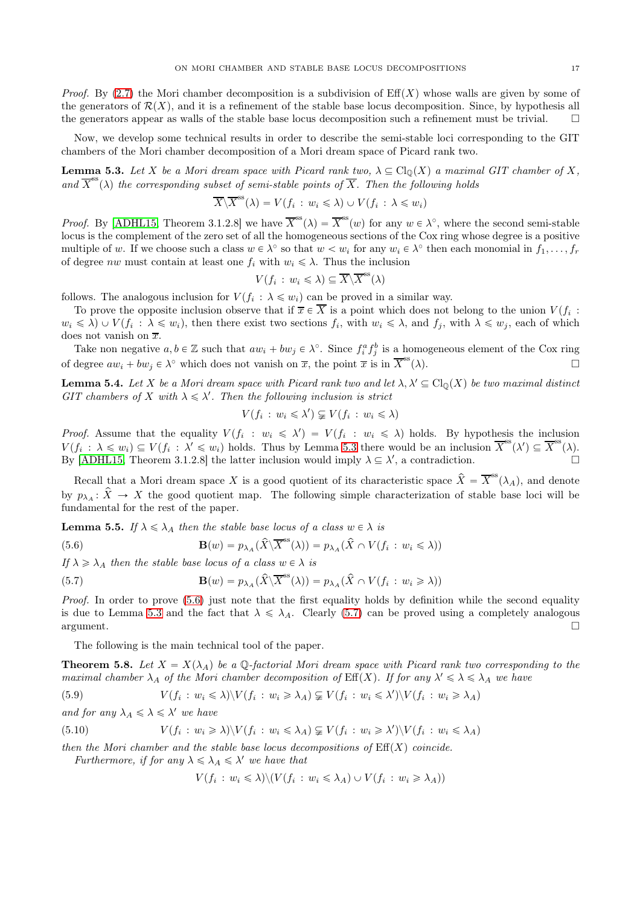*Proof.* By (2.7) the Mori chamber decomposition is a subdivision of $\mathrm{Eff}(X)$ whose walls are given by some of the generators of $\mathcal{R}(X)$, and it is a refinement of the stable base locus decomposition. Since, by hypothesis all the generators appear as walls of the stable base locus decomposition such a refinement must be trivial. $\square$

Now, we develop some technical results in order to describe the semi-stable loci corresponding to the GIT chambers of the Mori chamber decomposition of a Mori dream space of Picard rank two.

**Lemma 5.3.** *Let $X$ be a Mori dream space with Picard rank two, $\lambda \subseteq \mathrm{Cl}_{\mathbb{Q}}(X)$ a maximal GIT chamber of $X$, and $\overline{X}^{\mathrm{ss}}(\lambda)$ the corresponding subset of semi-stable points of $\overline{X}$. Then the following holds*

$$\overline{X}\backslash\overline{X}^{\mathrm{ss}}(\lambda) = V(f_i \,:\, w_i \leqslant \lambda) \cup V(f_i \,:\, \lambda \leqslant w_i)$$

*Proof.* By [ADHL15, Theorem 3.1.2.8] we have $\overline{X}^{\mathrm{ss}}(\lambda) = \overline{X}^{\mathrm{ss}}(w)$ for any $w \in \lambda^\circ$, where the second semi-stable locus is the complement of the zero set of all the homogeneous sections of the Cox ring whose degree is a positive multiple of $w$. If we choose such a class $w \in \lambda^\circ$ so that $w < w_i$ for any $w_i \in \lambda^\circ$ then each monomial in $f_1, \dots, f_r$ of degree $nw$ must contain at least one $f_i$ with $w_i \leqslant \lambda$. Thus the inclusion

$$V(f_i \,:\, w_i \leqslant \lambda) \subseteq \overline{X}\backslash\overline{X}^{\mathrm{ss}}(\lambda)$$

follows. The analogous inclusion for $V(f_i \,:\, \lambda \leqslant w_i)$ can be proved in a similar way.

To prove the opposite inclusion observe that if $\overline{x} \in \overline{X}$ is a point which does not belong to the union $V(f_i \,:\, w_i \leqslant \lambda) \cup V(f_i \,:\, \lambda \leqslant w_i)$, then there exist two sections $f_i$, with $w_i \leqslant \lambda$, and $f_j$, with $\lambda \leqslant w_j$, each of which does not vanish on $\overline{x}$.

Take non negative $a, b \in \mathbb{Z}$ such that $aw_i + bw_j \in \lambda^\circ$. Since $f_i^a f_j^b$ is a homogeneous element of the Cox ring of degree $aw_i + bw_j \in \lambda^\circ$ which does not vanish on $\overline{x}$, the point $\overline{x}$ is in $\overline{X}^{\mathrm{ss}}(\lambda)$. $\square$

**Lemma 5.4.** *Let $X$ be a Mori dream space with Picard rank two and let $\lambda, \lambda' \subseteq \mathrm{Cl}_{\mathbb{Q}}(X)$ be two maximal distinct GIT chambers of $X$ with $\lambda \leqslant \lambda'$. Then the following inclusion is strict*

$$V(f_i \,:\, w_i \leqslant \lambda') \supsetneqq V(f_i \,:\, w_i \leqslant \lambda)$$

*Proof.* Assume that the equality $V(f_i \,:\, w_i \leqslant \lambda') = V(f_i \,:\, w_i \leqslant \lambda)$ holds. By hypothesis the inclusion $V(f_i \,:\, \lambda \leqslant w_i) \subseteq V(f_i \,:\, \lambda' \leqslant w_i)$ holds. Thus by Lemma 5.3 there would be an inclusion $\overline{X}^{\mathrm{ss}}(\lambda') \subseteq \overline{X}^{\mathrm{ss}}(\lambda)$. By [ADHL15, Theorem 3.1.2.8] the latter inclusion would imply $\lambda \subseteq \lambda'$, a contradiction. $\square$

Recall that a Mori dream space $X$ is a good quotient of its characteristic space $\widehat{X} = \overline{X}^{\mathrm{ss}}(\lambda_A)$, and denote by $p_{\lambda_A} \colon \widehat{X} \to X$ the good quotient map. The following simple characterization of stable base loci will be fundamental for the rest of the paper.

**Lemma 5.5.** *If $\lambda \leqslant \lambda_A$ then the stable base locus of a class $w \in \lambda$ is*

$$\mathbf{B}(w) = p_{\lambda_A}(\widehat{X}\backslash\overline{X}^{\mathrm{ss}}(\lambda)) = p_{\lambda_A}(\widehat{X} \cap V(f_i \,:\, w_i \leqslant \lambda)) \tag{5.6}$$

*If $\lambda \geqslant \lambda_A$ then the stable base locus of a class $w \in \lambda$ is*

$$\mathbf{B}(w) = p_{\lambda_A}(\widehat{X}\backslash\overline{X}^{\mathrm{ss}}(\lambda)) = p_{\lambda_A}(\widehat{X} \cap V(f_i \,:\, w_i \geqslant \lambda)) \tag{5.7}$$

*Proof.* In order to prove (5.6) just note that the first equality holds by definition while the second equality is due to Lemma 5.3 and the fact that $\lambda \leqslant \lambda_A$. Clearly (5.7) can be proved using a completely analogous argument. $\square$

The following is the main technical tool of the paper.

**Theorem 5.8.** *Let $X = X(\lambda_A)$ be a $\mathbb{Q}$-factorial Mori dream space with Picard rank two corresponding to the maximal chamber $\lambda_A$ of the Mori chamber decomposition of $\mathrm{Eff}(X)$. If for any $\lambda' \leqslant \lambda \leqslant \lambda_A$ we have*

$$V(f_i \,:\, w_i \leqslant \lambda)\backslash V(f_i \,:\, w_i \geqslant \lambda_A) \subsetneqq V(f_i \,:\, w_i \leqslant \lambda')\backslash V(f_i \,:\, w_i \geqslant \lambda_A) \tag{5.9}$$

*and for any $\lambda_A \leqslant \lambda \leqslant \lambda'$ we have*

$$V(f_i \,:\, w_i \geqslant \lambda)\backslash V(f_i \,:\, w_i \leqslant \lambda_A) \subsetneqq V(f_i \,:\, w_i \geqslant \lambda')\backslash V(f_i \,:\, w_i \leqslant \lambda_A) \tag{5.10}$$

*then the Mori chamber and the stable base locus decompositions of $\mathrm{Eff}(X)$ coincide.*

*Furthermore, if for any $\lambda \leqslant \lambda_A \leqslant \lambda'$ we have that*

$$V(f_i \,:\, w_i \leqslant \lambda)\backslash(V(f_i \,:\, w_i \leqslant \lambda_A) \cup V(f_i \,:\, w_i \geqslant \lambda_A))$$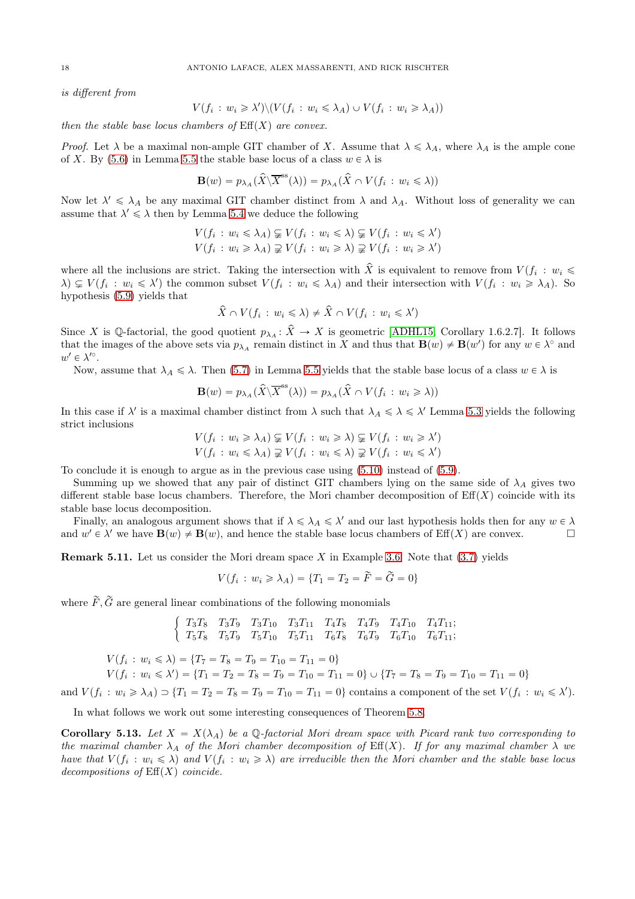*is different from*

$$V(f_i : w_i \geqslant \lambda')\backslash(V(f_i : w_i \leqslant \lambda_A) \cup V(f_i : w_i \geqslant \lambda_A))$$

*then the stable base locus chambers of* $\mathrm{Eff}(X)$ *are convex.*

*Proof.* Let $\lambda$ be a maximal non-ample GIT chamber of $X$. Assume that $\lambda \leqslant \lambda_A$, where $\lambda_A$ is the ample cone of $X$. By (5.6) in Lemma 5.5 the stable base locus of a class $w \in \lambda$ is

$$\mathbf{B}(w) = p_{\lambda_A}(\widehat{X}\backslash\overline{X}^{\mathrm{ss}}(\lambda)) = p_{\lambda_A}(\widehat{X} \cap V(f_i : w_i \leqslant \lambda))$$

Now let $\lambda' \leqslant \lambda_A$ be any maximal GIT chamber distinct from $\lambda$ and $\lambda_A$. Without loss of generality we can assume that $\lambda' \leqslant \lambda$ then by Lemma 5.4 we deduce the following

$$V(f_i : w_i \leqslant \lambda_A) \subsetneqq V(f_i : w_i \leqslant \lambda) \subsetneqq V(f_i : w_i \leqslant \lambda')$$
$$V(f_i : w_i \geqslant \lambda_A) \supsetneqq V(f_i : w_i \geqslant \lambda) \supsetneqq V(f_i : w_i \geqslant \lambda')$$

where all the inclusions are strict. Taking the intersection with $\widehat{X}$ is equivalent to remove from $V(f_i : w_i \leqslant \lambda) \subsetneq V(f_i : w_i \leqslant \lambda')$ the common subset $V(f_i : w_i \leqslant \lambda_A)$ and their intersection with $V(f_i : w_i \geqslant \lambda_A)$. So hypothesis (5.9) yields that

$$\widehat{X} \cap V(f_i : w_i \leqslant \lambda) \neq \widehat{X} \cap V(f_i : w_i \leqslant \lambda')$$

Since $X$ is $\mathbb{Q}$-factorial, the good quotient $p_{\lambda_A} : \widehat{X} \to X$ is geometric [ADHL15, Corollary 1.6.2.7]. It follows that the images of the above sets via $p_{\lambda_A}$ remain distinct in $X$ and thus that $\mathbf{B}(w) \neq \mathbf{B}(w')$ for any $w \in \lambda^\circ$ and $w' \in \lambda'^\circ$.

Now, assume that $\lambda_A \leqslant \lambda$. Then (5.7) in Lemma 5.5 yields that the stable base locus of a class $w \in \lambda$ is

$$\mathbf{B}(w) = p_{\lambda_A}(\widehat{X}\backslash\overline{X}^{\mathrm{ss}}(\lambda)) = p_{\lambda_A}(\widehat{X} \cap V(f_i : w_i \geqslant \lambda))$$

In this case if $\lambda'$ is a maximal chamber distinct from $\lambda$ such that $\lambda_A \leqslant \lambda \leqslant \lambda'$ Lemma 5.3 yields the following strict inclusions

$$V(f_i : w_i \geqslant \lambda_A) \subsetneqq V(f_i : w_i \geqslant \lambda) \subsetneqq V(f_i : w_i \geqslant \lambda')$$
$$V(f_i : w_i \leqslant \lambda_A) \supsetneqq V(f_i : w_i \leqslant \lambda) \supsetneqq V(f_i : w_i \leqslant \lambda')$$

To conclude it is enough to argue as in the previous case using (5.10) instead of (5.9).

Summing up we showed that any pair of distinct GIT chambers lying on the same side of $\lambda_A$ gives two different stable base locus chambers. Therefore, the Mori chamber decomposition of $\mathrm{Eff}(X)$ coincide with its stable base locus decomposition.

Finally, an analogous argument shows that if $\lambda \leqslant \lambda_A \leqslant \lambda'$ and our last hypothesis holds then for any $w \in \lambda$ and $w' \in \lambda'$ we have $\mathbf{B}(w) \neq \mathbf{B}(w)$, and hence the stable base locus chambers of $\mathrm{Eff}(X)$ are convex. $\square$

**Remark 5.11.** Let us consider the Mori dream space $X$ in Example 3.6. Note that (3.7) yields

$$V(f_i : w_i \geqslant \lambda_A) = \{T_1 = T_2 = \widetilde{F} = \widetilde{G} = 0\}$$

where $\widetilde{F}, \widetilde{G}$ are general linear combinations of the following monomials

$$\begin{cases} T_3T_8 \quad T_3T_9 \quad T_3T_{10} \quad T_3T_{11} \quad T_4T_8 \quad T_4T_9 \quad T_4T_{10} \quad T_4T_{11}; \\ T_5T_8 \quad T_5T_9 \quad T_5T_{10} \quad T_5T_{11} \quad T_6T_8 \quad T_6T_9 \quad T_6T_{10} \quad T_6T_{11}; \end{cases}$$

$$V(f_i : w_i \leqslant \lambda) = \{T_7 = T_8 = T_9 = T_{10} = T_{11} = 0\}$$
$$V(f_i : w_i \leqslant \lambda') = \{T_1 = T_2 = T_8 = T_9 = T_{10} = T_{11} = 0\} \cup \{T_7 = T_8 = T_9 = T_{10} = T_{11} = 0\}$$

and $V(f_i : w_i \geqslant \lambda_A) \supset \{T_1 = T_2 = T_8 = T_9 = T_{10} = T_{11} = 0\}$ contains a component of the set $V(f_i : w_i \leqslant \lambda')$.

In what follows we work out some interesting consequences of Theorem 5.8.

**Corollary 5.13.** *Let $X = X(\lambda_A)$ be a $\mathbb{Q}$-factorial Mori dream space with Picard rank two corresponding to the maximal chamber $\lambda_A$ of the Mori chamber decomposition of $\mathrm{Eff}(X)$. If for any maximal chamber $\lambda$ we have that $V(f_i : w_i \leqslant \lambda)$ and $V(f_i : w_i \geqslant \lambda)$ are irreducible then the Mori chamber and the stable base locus decompositions of $\mathrm{Eff}(X)$ coincide.*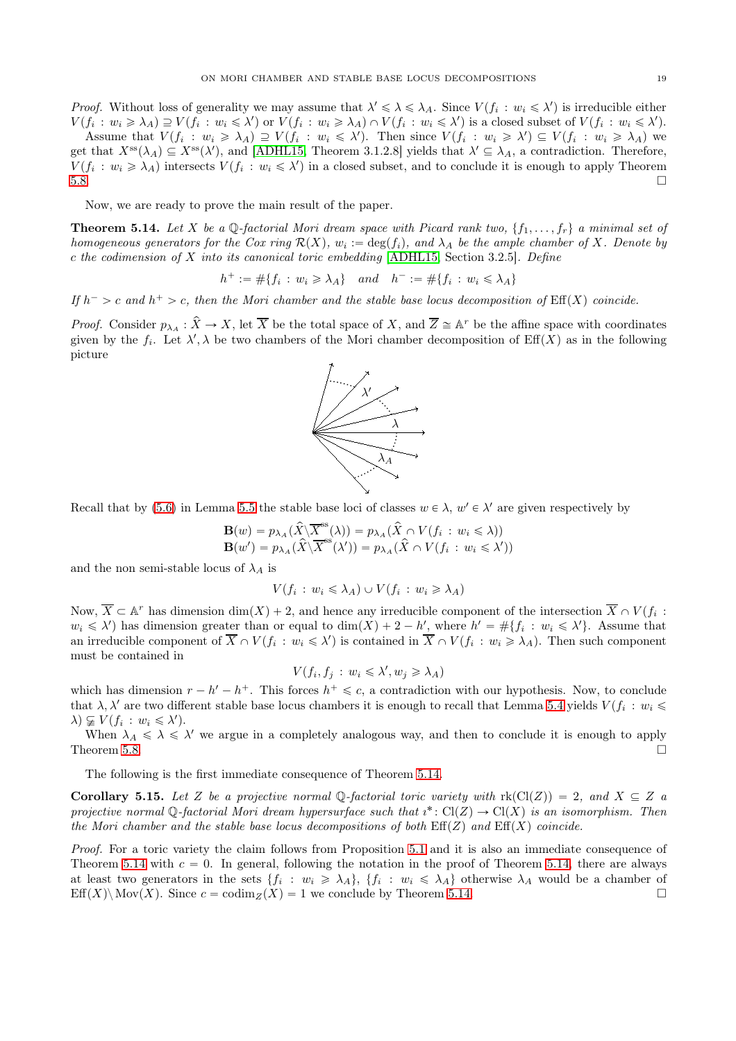*Proof.* Without loss of generality we may assume that $\lambda' \leqslant \lambda \leqslant \lambda_A$. Since $V(f_i : w_i \leqslant \lambda')$ is irreducible either $V(f_i : w_i \geqslant \lambda_A) \supseteq V(f_i : w_i \leqslant \lambda')$ or $V(f_i : w_i \geqslant \lambda_A) \cap V(f_i : w_i \leqslant \lambda')$ is a closed subset of $V(f_i : w_i \leqslant \lambda')$.

Assume that $V(f_i : w_i \geqslant \lambda_A) \supseteq V(f_i : w_i \leqslant \lambda')$. Then since $V(f_i : w_i \geqslant \lambda') \subseteq V(f_i : w_i \geqslant \lambda_A)$ we get that $X^{ss}(\lambda_A) \subseteq X^{ss}(\lambda')$, and [ADHL15, Theorem 3.1.2.8] yields that $\lambda' \subseteq \lambda_A$, a contradiction. Therefore, $V(f_i : w_i \geqslant \lambda_A)$ intersects $V(f_i : w_i \leqslant \lambda')$ in a closed subset, and to conclude it is enough to apply Theorem 5.8. $\square$

Now, we are ready to prove the main result of the paper.

**Theorem 5.14.** *Let $X$ be a $\mathbb{Q}$-factorial Mori dream space with Picard rank two, $\{f_1, \dots, f_r\}$ a minimal set of homogeneous generators for the Cox ring $\mathcal{R}(X)$, $w_i := \deg(f_i)$, and $\lambda_A$ be the ample chamber of $X$. Denote by $c$ the codimension of $X$ into its canonical toric embedding [ADHL15, Section 3.2.5]. Define*

$$h^+ := \#\{f_i : w_i \geqslant \lambda_A\} \quad \textit{and} \quad h^- := \#\{f_i : w_i \leqslant \lambda_A\}$$

*If $h^- > c$ and $h^+ > c$, then the Mori chamber and the stable base locus decomposition of $\mathrm{Eff}(X)$ coincide.*

*Proof.* Consider $p_{\lambda_A} : \widehat{X} \to X$, let $\overline{X}$ be the total space of $X$, and $\overline{Z} \cong \mathbb{A}^r$ be the affine space with coordinates given by the $f_i$. Let $\lambda', \lambda$ be two chambers of the Mori chamber decomposition of $\mathrm{Eff}(X)$ as in the following picture

Recall that by (5.6) in Lemma 5.5 the stable base loci of classes $w \in \lambda$, $w' \in \lambda'$ are given respectively by

$$\mathbf{B}(w) = p_{\lambda_A}(\widehat{X} \backslash \overline{X}^{ss}(\lambda)) = p_{\lambda_A}(\widehat{X} \cap V(f_i : w_i \leqslant \lambda))$$
$$\mathbf{B}(w') = p_{\lambda_A}(\widehat{X} \backslash \overline{X}^{ss}(\lambda')) = p_{\lambda_A}(\widehat{X} \cap V(f_i : w_i \leqslant \lambda'))$$

and the non semi-stable locus of $\lambda_A$ is

$$V(f_i : w_i \leqslant \lambda_A) \cup V(f_i : w_i \geqslant \lambda_A)$$

Now, $\overline{X} \subset \mathbb{A}^r$ has dimension $\dim(X) + 2$, and hence any irreducible component of the intersection $\overline{X} \cap V(f_i : w_i \leqslant \lambda')$ has dimension greater than or equal to $\dim(X) + 2 - h'$, where $h' = \#\{f_i : w_i \leqslant \lambda'\}$. Assume that an irreducible component of $\overline{X} \cap V(f_i : w_i \leqslant \lambda')$ is contained in $\overline{X} \cap V(f_i : w_i \geqslant \lambda_A)$. Then such component must be contained in

$$V(f_i, f_j : w_i \leqslant \lambda', w_j \geqslant \lambda_A)$$

which has dimension $r - h' - h^+$. This forces $h^+ \leqslant c$, a contradiction with our hypothesis. Now, to conclude that $\lambda, \lambda'$ are two different stable base locus chambers it is enough to recall that Lemma 5.4 yields $V(f_i : w_i \leqslant \lambda) \subsetneqq V(f_i : w_i \leqslant \lambda')$.

When $\lambda_A \leqslant \lambda \leqslant \lambda'$ we argue in a completely analogous way, and then to conclude it is enough to apply Theorem 5.8. $\square$

The following is the first immediate consequence of Theorem 5.14.

**Corollary 5.15.** *Let $Z$ be a projective normal $\mathbb{Q}$-factorial toric variety with $\mathrm{rk}(\mathrm{Cl}(Z)) = 2$, and $X \subseteq Z$ a projective normal $\mathbb{Q}$-factorial Mori dream hypersurface such that $\imath^* : \mathrm{Cl}(Z) \to \mathrm{Cl}(X)$ is an isomorphism. Then the Mori chamber and the stable base locus decompositions of both $\mathrm{Eff}(Z)$ and $\mathrm{Eff}(X)$ coincide.*

*Proof.* For a toric variety the claim follows from Proposition 5.1 and it is also an immediate consequence of Theorem 5.14 with $c = 0$. In general, following the notation in the proof of Theorem 5.14, there are always at least two generators in the sets $\{f_i : w_i \geqslant \lambda_A\}$, $\{f_i : w_i \leqslant \lambda_A\}$ otherwise $\lambda_A$ would be a chamber of $\mathrm{Eff}(X) \backslash \mathrm{Mov}(X)$. Since $c = \mathrm{codim}_Z(X) = 1$ we conclude by Theorem 5.14. $\square$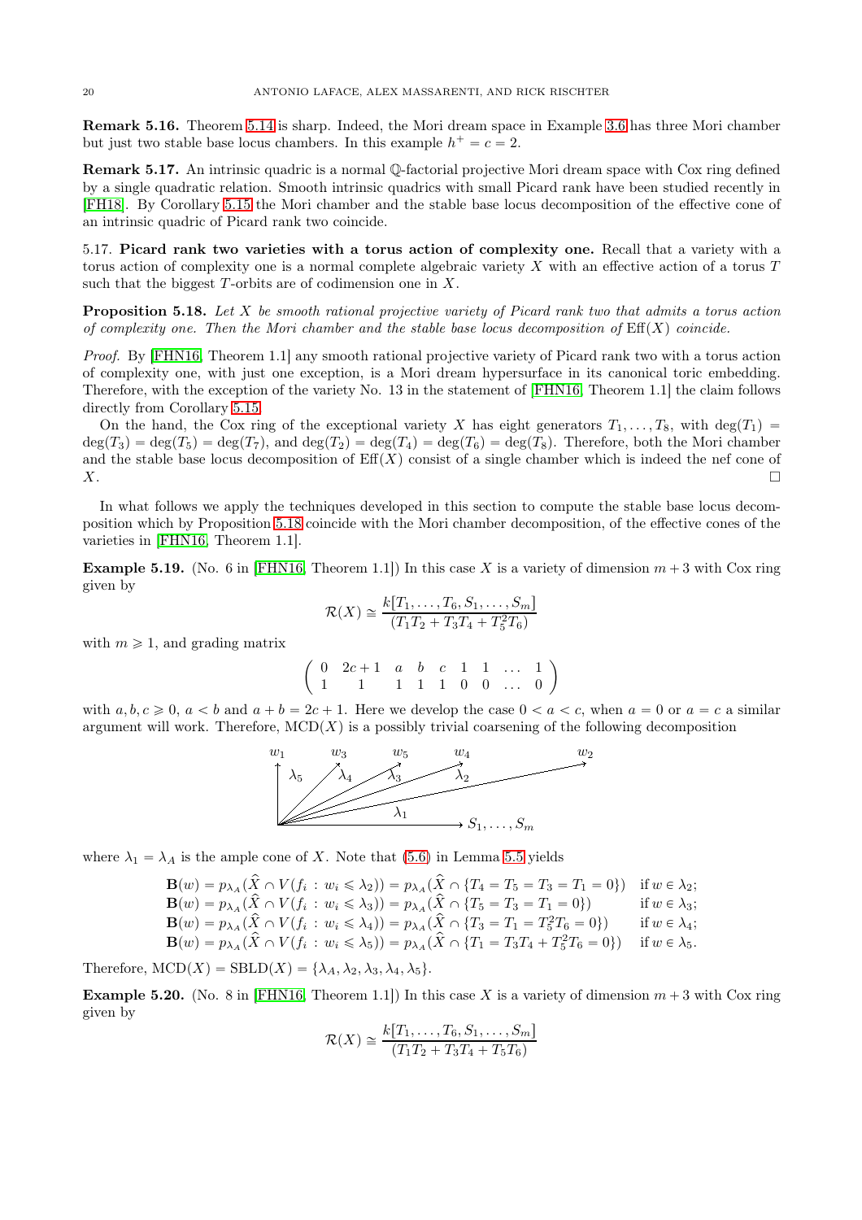**Remark 5.16.** Theorem 5.14 is sharp. Indeed, the Mori dream space in Example 3.6 has three Mori chamber but just two stable base locus chambers. In this example $h^+ = c = 2$.

**Remark 5.17.** An intrinsic quadric is a normal $\mathbb{Q}$-factorial projective Mori dream space with Cox ring defined by a single quadratic relation. Smooth intrinsic quadrics with small Picard rank have been studied recently in [FH18]. By Corollary 5.15 the Mori chamber and the stable base locus decomposition of the effective cone of an intrinsic quadric of Picard rank two coincide.

5.17. **Picard rank two varieties with a torus action of complexity one.** Recall that a variety with a torus action of complexity one is a normal complete algebraic variety $X$ with an effective action of a torus $T$ such that the biggest $T$-orbits are of codimension one in $X$.

**Proposition 5.18.** *Let $X$ be smooth rational projective variety of Picard rank two that admits a torus action of complexity one. Then the Mori chamber and the stable base locus decomposition of* $\operatorname{Eff}(X)$ *coincide.*

*Proof.* By [FHN16, Theorem 1.1] any smooth rational projective variety of Picard rank two with a torus action of complexity one, with just one exception, is a Mori dream hypersurface in its canonical toric embedding. Therefore, with the exception of the variety No. 13 in the statement of [FHN16, Theorem 1.1] the claim follows directly from Corollary 5.15.

On the hand, the Cox ring of the exceptional variety $X$ has eight generators $T_1, \dots, T_8$, with $\deg(T_1) = \deg(T_3) = \deg(T_5) = \deg(T_7)$, and $\deg(T_2) = \deg(T_4) = \deg(T_6) = \deg(T_8)$. Therefore, both the Mori chamber and the stable base locus decomposition of $\operatorname{Eff}(X)$ consist of a single chamber which is indeed the nef cone of $X$. $\square$

In what follows we apply the techniques developed in this section to compute the stable base locus decomposition which by Proposition 5.18 coincide with the Mori chamber decomposition, of the effective cones of the varieties in [FHN16, Theorem 1.1].

**Example 5.19.** (No. 6 in [FHN16, Theorem 1.1]) In this case $X$ is a variety of dimension $m+3$ with Cox ring given by

$$\mathcal{R}(X) \cong \frac{k[T_1, \dots, T_6, S_1, \dots, S_m]}{(T_1T_2 + T_3T_4 + T_5^2T_6)}$$

with $m \geqslant 1$, and grading matrix

$$\left(\begin{array}{cccccccc} 0 & 2c+1 & a & b & c & 1 & 1 & \dots & 1 \\ 1 & 1 & 1 & 1 & 1 & 0 & 0 & \dots & 0 \end{array}\right)$$

with $a, b, c \geqslant 0$, $a < b$ and $a + b = 2c + 1$. Here we develop the case $0 < a < c$, when $a = 0$ or $a = c$ a similar argument will work. Therefore, $\operatorname{MCD}(X)$ is a possibly trivial coarsening of the following decomposition

[Diagram: rays $w_1, w_3, w_5, w_4, w_2$ and $S_1, \dots, S_m$ from the origin, with chambers $\lambda_5$ (between $w_1$ and $w_3$), $\lambda_4$ (between $w_3$ and $w_5$), $\lambda_3$ (between $w_5$ and $w_4$), $\lambda_2$ (between $w_4$ and $w_2$), $\lambda_1$ (between $w_2$ and $S_1, \dots, S_m$).]

where $\lambda_1 = \lambda_A$ is the ample cone of $X$. Note that (5.6) in Lemma 5.5 yields

$$\begin{array}{ll}
\mathbf{B}(w) = p_{\lambda_A}(\widehat{X} \cap V(f_i : w_i \leqslant \lambda_2)) = p_{\lambda_A}(\widehat{X} \cap \{T_4 = T_5 = T_3 = T_1 = 0\}) & \text{if } w \in \lambda_2; \\
\mathbf{B}(w) = p_{\lambda_A}(\widehat{X} \cap V(f_i : w_i \leqslant \lambda_3)) = p_{\lambda_A}(\widehat{X} \cap \{T_5 = T_3 = T_1 = 0\}) & \text{if } w \in \lambda_3; \\
\mathbf{B}(w) = p_{\lambda_A}(\widehat{X} \cap V(f_i : w_i \leqslant \lambda_4)) = p_{\lambda_A}(\widehat{X} \cap \{T_3 = T_1 = T_5^2T_6 = 0\}) & \text{if } w \in \lambda_4; \\
\mathbf{B}(w) = p_{\lambda_A}(\widehat{X} \cap V(f_i : w_i \leqslant \lambda_5)) = p_{\lambda_A}(\widehat{X} \cap \{T_1 = T_3T_4 + T_5^2T_6 = 0\}) & \text{if } w \in \lambda_5.
\end{array}$$

Therefore, $\operatorname{MCD}(X) = \operatorname{SBLD}(X) = \{\lambda_A, \lambda_2, \lambda_3, \lambda_4, \lambda_5\}$.

**Example 5.20.** (No. 8 in [FHN16, Theorem 1.1]) In this case $X$ is a variety of dimension $m+3$ with Cox ring given by

$$\mathcal{R}(X) \cong \frac{k[T_1, \dots, T_6, S_1, \dots, S_m]}{(T_1T_2 + T_3T_4 + T_5T_6)}$$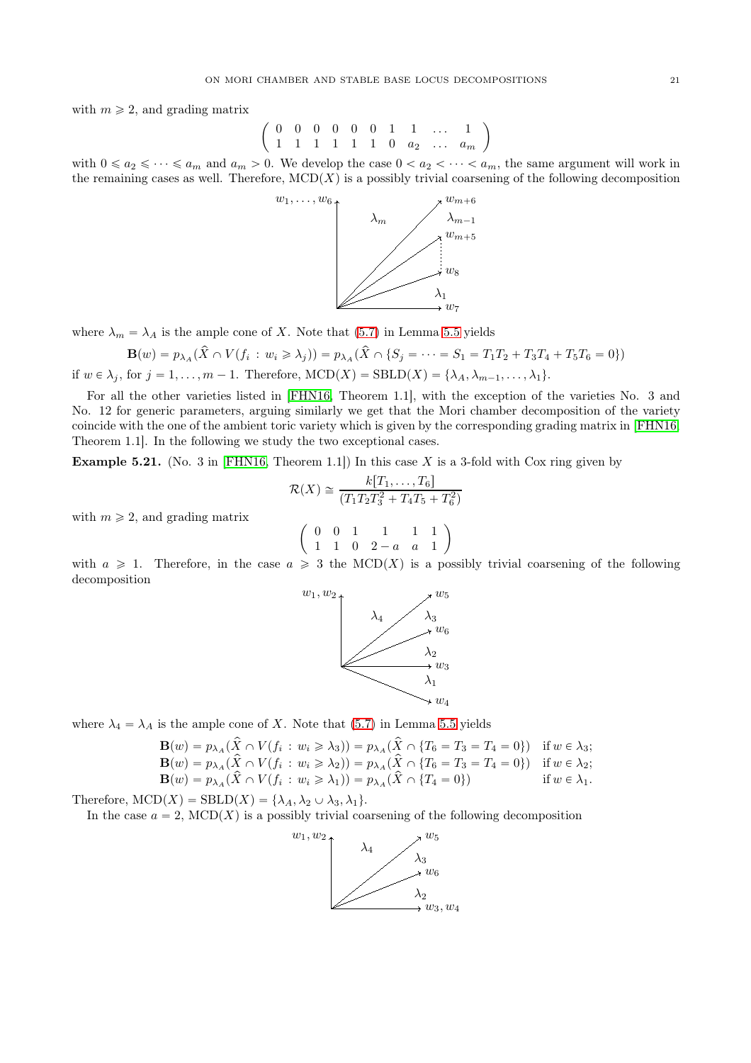with $m \geqslant 2$, and grading matrix

$$\left(\begin{array}{cccccccccc} 0 & 0 & 0 & 0 & 0 & 0 & 1 & 1 & \dots & 1 \\ 1 & 1 & 1 & 1 & 1 & 1 & 0 & a_2 & \dots & a_m \end{array}\right)$$

with $0 \leqslant a_2 \leqslant \cdots \leqslant a_m$ and $a_m > 0$. We develop the case $0 < a_2 < \cdots < a_m$, the same argument will work in the remaining cases as well. Therefore, $\mathrm{MCD}(X)$ is a possibly trivial coarsening of the following decomposition

where $\lambda_m = \lambda_A$ is the ample cone of $X$. Note that (5.7) in Lemma 5.5 yields

$$\mathbf{B}(w) = p_{\lambda_A}(\widehat{X} \cap V(f_i : w_i \geqslant \lambda_j)) = p_{\lambda_A}(\widehat{X} \cap \{S_j = \cdots = S_1 = T_1T_2 + T_3T_4 + T_5T_6 = 0\})$$

if $w \in \lambda_j$, for $j = 1, \dots, m-1$. Therefore, $\mathrm{MCD}(X) = \mathrm{SBLD}(X) = \{\lambda_A, \lambda_{m-1}, \dots, \lambda_1\}$.

For all the other varieties listed in [FHN16, Theorem 1.1], with the exception of the varieties No. 3 and No. 12 for generic parameters, arguing similarly we get that the Mori chamber decomposition of the variety coincide with the one of the ambient toric variety which is given by the corresponding grading matrix in [FHN16, Theorem 1.1]. In the following we study the two exceptional cases.

**Example 5.21.** (No. 3 in [FHN16, Theorem 1.1]) In this case $X$ is a 3-fold with Cox ring given by

$$\mathcal{R}(X) \cong \frac{k[T_1, \dots, T_6]}{(T_1T_2T_3^2 + T_4T_5 + T_6^2)}$$

with $m \geqslant 2$, and grading matrix

$$\left(\begin{array}{cccccc} 0 & 0 & 1 & 1 & 1 & 1 \\ 1 & 1 & 0 & 2-a & a & 1 \end{array}\right)$$

with $a \geqslant 1$. Therefore, in the case $a \geqslant 3$ the $\mathrm{MCD}(X)$ is a possibly trivial coarsening of the following decomposition

where $\lambda_4 = \lambda_A$ is the ample cone of $X$. Note that (5.7) in Lemma 5.5 yields

$$\begin{array}{ll} \mathbf{B}(w) = p_{\lambda_A}(\widehat{X} \cap V(f_i : w_i \geqslant \lambda_3)) = p_{\lambda_A}(\widehat{X} \cap \{T_6 = T_3 = T_4 = 0\}) & \text{if } w \in \lambda_3; \\ \mathbf{B}(w) = p_{\lambda_A}(\widehat{X} \cap V(f_i : w_i \geqslant \lambda_2)) = p_{\lambda_A}(\widehat{X} \cap \{T_6 = T_3 = T_4 = 0\}) & \text{if } w \in \lambda_2; \\ \mathbf{B}(w) = p_{\lambda_A}(\widehat{X} \cap V(f_i : w_i \geqslant \lambda_1)) = p_{\lambda_A}(\widehat{X} \cap \{T_4 = 0\}) & \text{if } w \in \lambda_1. \end{array}$$

Therefore, $\mathrm{MCD}(X) = \mathrm{SBLD}(X) = \{\lambda_A, \lambda_2 \cup \lambda_3, \lambda_1\}$.

In the case $a = 2$, $\mathrm{MCD}(X)$ is a possibly trivial coarsening of the following decomposition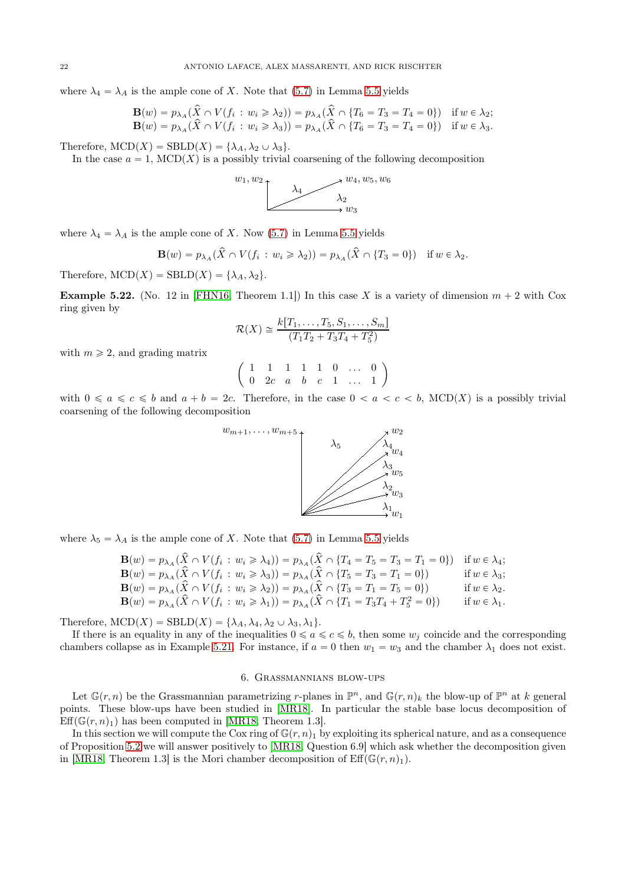where $\lambda_4 = \lambda_A$ is the ample cone of $X$. Note that (5.7) in Lemma 5.5 yields

$$
\begin{aligned}
\mathbf{B}(w) &= p_{\lambda_A}(\widehat{X} \cap V(f_i \,:\, w_i \geqslant \lambda_2)) = p_{\lambda_A}(\widehat{X} \cap \{T_6 = T_3 = T_4 = 0\}) \quad \text{if } w \in \lambda_2;\\
\mathbf{B}(w) &= p_{\lambda_A}(\widehat{X} \cap V(f_i \,:\, w_i \geqslant \lambda_3)) = p_{\lambda_A}(\widehat{X} \cap \{T_6 = T_3 = T_4 = 0\}) \quad \text{if } w \in \lambda_3.
\end{aligned}
$$

Therefore, $\mathrm{MCD}(X) = \mathrm{SBLD}(X) = \{\lambda_A, \lambda_2 \cup \lambda_3\}$.

In the case $a = 1$, $\mathrm{MCD}(X)$ is a possibly trivial coarsening of the following decomposition

[Diagram: rays $w_1, w_2$ (vertical), $w_4, w_5, w_6$ (diagonal), $w_3$ (horizontal); chambers $\lambda_4$ and $\lambda_2$]

where $\lambda_4 = \lambda_A$ is the ample cone of $X$. Now (5.7) in Lemma 5.5 yields

$$
\mathbf{B}(w) = p_{\lambda_A}(\widehat{X} \cap V(f_i \,:\, w_i \geqslant \lambda_2)) = p_{\lambda_A}(\widehat{X} \cap \{T_3 = 0\}) \quad \text{if } w \in \lambda_2.
$$

Therefore, $\mathrm{MCD}(X) = \mathrm{SBLD}(X) = \{\lambda_A, \lambda_2\}$.

**Example 5.22.** (No. 12 in [FHN16, Theorem 1.1]) In this case $X$ is a variety of dimension $m + 2$ with Cox ring given by

$$
\mathcal{R}(X) \cong \frac{k[T_1, \ldots, T_5, S_1, \ldots, S_m]}{(T_1T_2 + T_3T_4 + T_5^2)}
$$

with $m \geqslant 2$, and grading matrix

$$
\begin{pmatrix} 1 & 1 & 1 & 1 & 1 & 0 & \ldots & 0 \\ 0 & 2c & a & b & c & 1 & \ldots & 1 \end{pmatrix}
$$

with $0 \leqslant a \leqslant c \leqslant b$ and $a + b = 2c$. Therefore, in the case $0 < a < c < b$, $\mathrm{MCD}(X)$ is a possibly trivial coarsening of the following decomposition

[Diagram: rays $w_{m+1}, \ldots, w_{m+5}$ (vertical), $w_2$, $w_4$, $w_5$, $w_3$, $w_1$ (horizontal); chambers $\lambda_5$, $\lambda_4$, $\lambda_3$, $\lambda_2$, $\lambda_1$]

where $\lambda_5 = \lambda_A$ is the ample cone of $X$. Note that (5.7) in Lemma 5.5 yields

$$
\begin{aligned}
\mathbf{B}(w) &= p_{\lambda_A}(\widehat{X} \cap V(f_i \,:\, w_i \geqslant \lambda_4)) = p_{\lambda_A}(\widehat{X} \cap \{T_4 = T_5 = T_3 = T_1 = 0\}) \quad \text{if } w \in \lambda_4;\\
\mathbf{B}(w) &= p_{\lambda_A}(\widehat{X} \cap V(f_i \,:\, w_i \geqslant \lambda_3)) = p_{\lambda_A}(\widehat{X} \cap \{T_5 = T_3 = T_1 = 0\}) \quad \text{if } w \in \lambda_3;\\
\mathbf{B}(w) &= p_{\lambda_A}(\widehat{X} \cap V(f_i \,:\, w_i \geqslant \lambda_2)) = p_{\lambda_A}(\widehat{X} \cap \{T_3 = T_1 = T_5 = 0\}) \quad \text{if } w \in \lambda_2.\\
\mathbf{B}(w) &= p_{\lambda_A}(\widehat{X} \cap V(f_i \,:\, w_i \geqslant \lambda_1)) = p_{\lambda_A}(\widehat{X} \cap \{T_1 = T_3T_4 + T_5^2 = 0\}) \quad \text{if } w \in \lambda_1.
\end{aligned}
$$

Therefore, $\mathrm{MCD}(X) = \mathrm{SBLD}(X) = \{\lambda_A, \lambda_4, \lambda_2 \cup \lambda_3, \lambda_1\}$.

If there is an equality in any of the inequalities $0 \leqslant a \leqslant c \leqslant b$, then some $w_j$ coincide and the corresponding chambers collapse as in Example 5.21. For instance, if $a = 0$ then $w_1 = w_3$ and the chamber $\lambda_1$ does not exist.

## 6. Grassmannians blow-ups

Let $\mathbb{G}(r, n)$ be the Grassmannian parametrizing $r$-planes in $\mathbb{P}^n$, and $\mathbb{G}(r, n)_k$ the blow-up of $\mathbb{P}^n$ at $k$ general points. These blow-ups have been studied in [MR18]. In particular the stable base locus decomposition of $\mathrm{Eff}(\mathbb{G}(r, n)_1)$ has been computed in [MR18, Theorem 1.3].

In this section we will compute the Cox ring of $\mathbb{G}(r, n)_1$ by exploiting its spherical nature, and as a consequence of Proposition 5.2 we will answer positively to [MR18, Question 6.9] which ask whether the decomposition given in [MR18, Theorem 1.3] is the Mori chamber decomposition of $\mathrm{Eff}(\mathbb{G}(r, n)_1)$.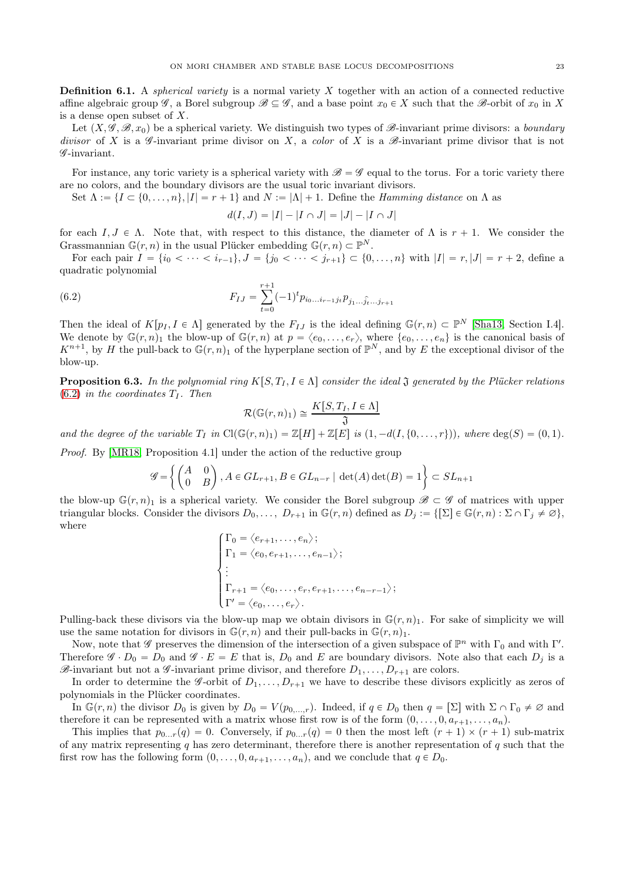**Definition 6.1.** A *spherical variety* is a normal variety $X$ together with an action of a connected reductive affine algebraic group $\mathscr{G}$, a Borel subgroup $\mathscr{B} \subseteq \mathscr{G}$, and a base point $x_0 \in X$ such that the $\mathscr{B}$-orbit of $x_0$ in $X$ is a dense open subset of $X$.

Let $(X, \mathscr{G}, \mathscr{B}, x_0)$ be a spherical variety. We distinguish two types of $\mathscr{B}$-invariant prime divisors: a *boundary divisor* of $X$ is a $\mathscr{G}$-invariant prime divisor on $X$, a *color* of $X$ is a $\mathscr{B}$-invariant prime divisor that is not $\mathscr{G}$-invariant.

For instance, any toric variety is a spherical variety with $\mathscr{B} = \mathscr{G}$ equal to the torus. For a toric variety there are no colors, and the boundary divisors are the usual toric invariant divisors.

Set $\Lambda := \{I \subset \{0, \dots, n\}, |I| = r+1\}$ and $N := |\Lambda| + 1$. Define the *Hamming distance* on $\Lambda$ as

$$d(I, J) = |I| - |I \cap J| = |J| - |I \cap J|$$

for each $I, J \in \Lambda$. Note that, with respect to this distance, the diameter of $\Lambda$ is $r+1$. We consider the Grassmannian $\mathbb{G}(r, n)$ in the usual Plücker embedding $\mathbb{G}(r, n) \subset \mathbb{P}^N$.

For each pair $I = \{i_0 < \dots < i_{r-1}\}, J = \{j_0 < \dots < j_{r+1}\} \subset \{0, \dots, n\}$ with $|I| = r, |J| = r+2$, define a quadratic polynomial

$$F_{IJ} = \sum_{t=0}^{r+1} (-1)^t p_{i_0 \dots i_{r-1} j_t} p_{j_1 \dots \hat{j}_t \dots j_{r+1}} \tag{6.2}$$

Then the ideal of $K[p_I, I \in \Lambda]$ generated by the $F_{IJ}$ is the ideal defining $\mathbb{G}(r, n) \subset \mathbb{P}^N$ [Sha13, Section I.4]. We denote by $\mathbb{G}(r, n)_1$ the blow-up of $\mathbb{G}(r, n)$ at $p = \langle e_0, \dots, e_r \rangle$, where $\{e_0, \dots, e_n\}$ is the canonical basis of $K^{n+1}$, by $H$ the pull-back to $\mathbb{G}(r, n)_1$ of the hyperplane section of $\mathbb{P}^N$, and by $E$ the exceptional divisor of the blow-up.

**Proposition 6.3.** *In the polynomial ring $K[S, T_I, I \in \Lambda]$ consider the ideal $\mathfrak{I}$ generated by the Plücker relations (6.2) in the coordinates $T_I$. Then*

$$\mathcal{R}(\mathbb{G}(r, n)_1) \cong \frac{K[S, T_I, I \in \Lambda]}{\mathfrak{I}}$$

*and the degree of the variable $T_I$ in $\mathrm{Cl}(\mathbb{G}(r, n)_1) = \mathbb{Z}[H] + \mathbb{Z}[E]$ is $(1, -d(I, \{0, \dots, r\}))$, where $\deg(S) = (0, 1)$.*

*Proof.* By [MR18, Proposition 4.1] under the action of the reductive group

$$\mathscr{G} = \left\{ \begin{pmatrix} A & 0 \\ 0 & B \end{pmatrix}, A \in GL_{r+1}, B \in GL_{n-r} \mid \det(A)\det(B) = 1 \right\} \subset SL_{n+1}$$

the blow-up $\mathbb{G}(r, n)_1$ is a spherical variety. We consider the Borel subgroup $\mathscr{B} \subset \mathscr{G}$ of matrices with upper triangular blocks. Consider the divisors $D_0, \dots, D_{r+1}$ in $\mathbb{G}(r, n)$ defined as $D_j := \{[\Sigma] \in \mathbb{G}(r, n) : \Sigma \cap \Gamma_j \neq \varnothing\}$, where

$$\begin{cases} \Gamma_0 = \langle e_{r+1}, \dots, e_n \rangle; \\ \Gamma_1 = \langle e_0, e_{r+1}, \dots, e_{n-1} \rangle; \\ \vdots \\ \Gamma_{r+1} = \langle e_0, \dots, e_r, e_{r+1}, \dots, e_{n-r-1} \rangle; \\ \Gamma' = \langle e_0, \dots, e_r \rangle. \end{cases}$$

Pulling-back these divisors via the blow-up map we obtain divisors in $\mathbb{G}(r, n)_1$. For sake of simplicity we will use the same notation for divisors in $\mathbb{G}(r, n)$ and their pull-backs in $\mathbb{G}(r, n)_1$.

Now, note that $\mathscr{G}$ preserves the dimension of the intersection of a given subspace of $\mathbb{P}^n$ with $\Gamma_0$ and with $\Gamma'$. Therefore $\mathscr{G} \cdot D_0 = D_0$ and $\mathscr{G} \cdot E = E$ that is, $D_0$ and $E$ are boundary divisors. Note also that each $D_j$ is a $\mathscr{B}$-invariant but not a $\mathscr{G}$-invariant prime divisor, and therefore $D_1, \dots, D_{r+1}$ are colors.

In order to determine the $\mathscr{G}$-orbit of $D_1, \dots, D_{r+1}$ we have to describe these divisors explicitly as zeros of polynomials in the Plücker coordinates.

In $\mathbb{G}(r, n)$ the divisor $D_0$ is given by $D_0 = V(p_{0,\dots,r})$. Indeed, if $q \in D_0$ then $q = [\Sigma]$ with $\Sigma \cap \Gamma_0 \neq \varnothing$ and therefore it can be represented with a matrix whose first row is of the form $(0, \dots, 0, a_{r+1}, \dots, a_n)$.

This implies that $p_{0 \dots r}(q) = 0$. Conversely, if $p_{0 \dots r}(q) = 0$ then the most left $(r+1) \times (r+1)$ sub-matrix of any matrix representing $q$ has zero determinant, therefore there is another representation of $q$ such that the first row has the following form $(0, \dots, 0, a_{r+1}, \dots, a_n)$, and we conclude that $q \in D_0$.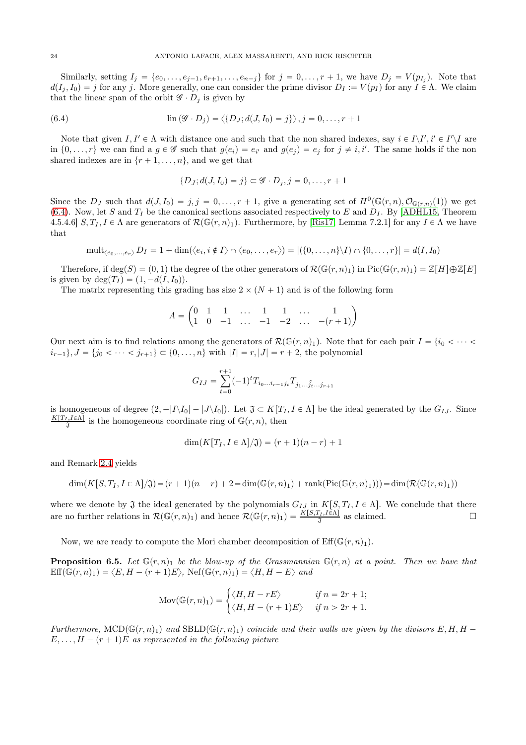Similarly, setting $I_j = \{e_0, \dots, e_{j-1}, e_{r+1}, \dots, e_{n-j}\}$ for $j = 0, \dots, r+1$, we have $D_j = V(p_{I_j})$. Note that $d(I_j, I_0) = j$ for any $j$. More generally, one can consider the prime divisor $D_I := V(p_I)$ for any $I \in \Lambda$. We claim that the linear span of the orbit $\mathscr{G} \cdot D_j$ is given by

$$\operatorname{lin}(\mathscr{G} \cdot D_j) = \langle \{D_J; d(J, I_0) = j\} \rangle, j = 0, \dots, r+1 \tag{6.4}$$

Note that given $I, I' \in \Lambda$ with distance one and such that the non shared indexes, say $i \in I \backslash I', i' \in I' \backslash I$ are in $\{0, \dots, r\}$ we can find a $g \in \mathscr{G}$ such that $g(e_i) = e_{i'}$ and $g(e_j) = e_j$ for $j \neq i, i'$. The same holds if the non shared indexes are in $\{r+1, \dots, n\}$, and we get that

$$\{D_J; d(J, I_0) = j\} \subset \mathscr{G} \cdot D_j, j = 0, \dots, r+1$$

Since the $D_J$ such that $d(J, I_0) = j, j = 0, \dots, r+1$, give a generating set of $H^0(\mathbb{G}(r,n), \mathcal{O}_{\mathbb{G}(r,n)}(1))$ we get (6.4). Now, let $S$ and $T_I$ be the canonical sections associated respectively to $E$ and $D_I$. By [ADHL15, Theorem 4.5.4.6] $S, T_I, I \in \Lambda$ are generators of $\mathcal{R}(\mathbb{G}(r,n)_1)$. Furthermore, by [Ris17, Lemma 7.2.1] for any $I \in \Lambda$ we have that

$$\operatorname{mult}_{\langle e_0, \dots, e_r \rangle} D_I = 1 + \dim(\langle e_i, i \notin I \rangle \cap \langle e_0, \dots, e_r \rangle) = |(\{0, \dots, n\} \backslash I) \cap \{0, \dots, r\}| = d(I, I_0)$$

Therefore, if $\deg(S) = (0,1)$ the degree of the other generators of $\mathcal{R}(\mathbb{G}(r,n)_1)$ in $\operatorname{Pic}(\mathbb{G}(r,n)_1) = \mathbb{Z}[H] \oplus \mathbb{Z}[E]$ is given by $\deg(T_I) = (1, -d(I, I_0))$.

The matrix representing this grading has size $2 \times (N+1)$ and is of the following form

$$A = \begin{pmatrix} 0 & 1 & 1 & \dots & 1 & 1 & \dots & 1 \\ 1 & 0 & -1 & \dots & -1 & -2 & \dots & -(r+1) \end{pmatrix}$$

Our next aim is to find relations among the generators of $\mathcal{R}(\mathbb{G}(r,n)_1)$. Note that for each pair $I = \{i_0 < \dots < i_{r-1}\}, J = \{j_0 < \dots < j_{r+1}\} \subset \{0, \dots, n\}$ with $|I| = r, |J| = r+2$, the polynomial

$$G_{IJ} = \sum_{t=0}^{r+1} (-1)^t T_{i_0 \dots i_{r-1} j_t} T_{j_1 \dots \hat{j}_t \dots j_{r+1}}$$

is homogeneous of degree $(2, -|I \backslash I_0| - |J \backslash I_0|)$. Let $\mathfrak{J} \subset K[T_I, I \in \Lambda]$ be the ideal generated by the $G_{IJ}$. Since $\frac{K[T_I, I \in \Lambda]}{\mathfrak{J}}$ is the homogeneous coordinate ring of $\mathbb{G}(r,n)$, then

$$\dim(K[T_I, I \in \Lambda]/\mathfrak{J}) = (r+1)(n-r) + 1$$

and Remark 2.4 yields

$$\dim(K[S, T_I, I \in \Lambda]/\mathfrak{J}) = (r+1)(n-r) + 2 = \dim(\mathbb{G}(r,n)_1) + \operatorname{rank}(\operatorname{Pic}(\mathbb{G}(r,n)_1))) = \dim(\mathcal{R}(\mathbb{G}(r,n)_1))$$

where we denote by $\mathfrak{J}$ the ideal generated by the polynomials $G_{IJ}$ in $K[S, T_I, I \in \Lambda]$. We conclude that there are no further relations in $\mathcal{R}(\mathbb{G}(r,n)_1)$ and hence $\mathcal{R}(\mathbb{G}(r,n)_1) = \frac{K[S, T_I, I \in \Lambda]}{\mathfrak{J}}$ as claimed. $\square$

Now, we are ready to compute the Mori chamber decomposition of $\operatorname{Eff}(\mathbb{G}(r,n)_1)$.

**Proposition 6.5.** *Let $\mathbb{G}(r,n)_1$ be the blow-up of the Grassmannian $\mathbb{G}(r,n)$ at a point. Then we have that $\operatorname{Eff}(\mathbb{G}(r,n)_1) = \langle E, H - (r+1)E \rangle$, $\operatorname{Nef}(\mathbb{G}(r,n)_1) = \langle H, H - E \rangle$ and*

$$\operatorname{Mov}(\mathbb{G}(r,n)_1) = \begin{cases} \langle H, H - rE \rangle & \text{if } n = 2r+1; \\ \langle H, H - (r+1)E \rangle & \text{if } n > 2r+1. \end{cases}$$

*Furthermore,* $\operatorname{MCD}(\mathbb{G}(r,n)_1)$ *and* $\operatorname{SBLD}(\mathbb{G}(r,n)_1)$ *coincide and their walls are given by the divisors $E, H, H - E, \dots, H - (r+1)E$ as represented in the following picture*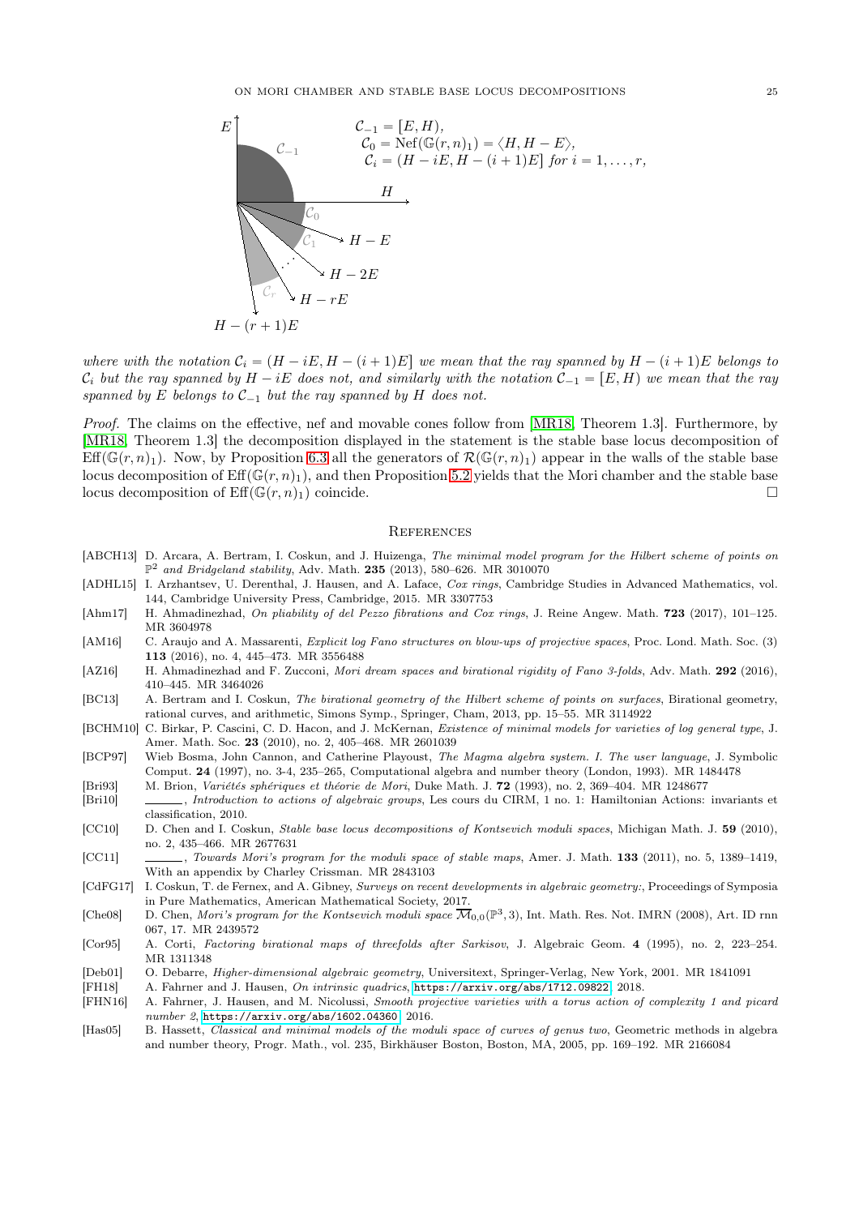$\mathcal{C}_{-1} = [E, H)$,
$\mathcal{C}_0 = \mathrm{Nef}(\mathbb{G}(r,n)_1) = \langle H, H-E \rangle$,
$\mathcal{C}_i = (H-iE, H-(i+1)E]$ *for* $i = 1, \dots, r$,

*where with the notation* $\mathcal{C}_i = (H-iE, H-(i+1)E]$ *we mean that the ray spanned by* $H-(i+1)E$ *belongs to* $\mathcal{C}_i$ *but the ray spanned by* $H-iE$ *does not, and similarly with the notation* $\mathcal{C}_{-1} = [E,H)$ *we mean that the ray spanned by* $E$ *belongs to* $\mathcal{C}_{-1}$ *but the ray spanned by* $H$ *does not.*

*Proof.* The claims on the effective, nef and movable cones follow from [MR18, Theorem 1.3]. Furthermore, by [MR18, Theorem 1.3] the decomposition displayed in the statement is the stable base locus decomposition of $\mathrm{Eff}(\mathbb{G}(r,n)_1)$. Now, by Proposition 6.3 all the generators of $\mathcal{R}(\mathbb{G}(r,n)_1)$ appear in the walls of the stable base locus decomposition of $\mathrm{Eff}(\mathbb{G}(r,n)_1)$, and then Proposition 5.2 yields that the Mori chamber and the stable base locus decomposition of $\mathrm{Eff}(\mathbb{G}(r,n)_1)$ coincide. $\square$

## References

[ABCH13] D. Arcara, A. Bertram, I. Coskun, and J. Huizenga, *The minimal model program for the Hilbert scheme of points on* $\mathbb{P}^2$ *and Bridgeland stability*, Adv. Math. **235** (2013), 580–626. MR 3010070

[ADHL15] I. Arzhantsev, U. Derenthal, J. Hausen, and A. Laface, *Cox rings*, Cambridge Studies in Advanced Mathematics, vol. 144, Cambridge University Press, Cambridge, 2015. MR 3307753

[Ahm17] H. Ahmadinezhad, *On pliability of del Pezzo fibrations and Cox rings*, J. Reine Angew. Math. **723** (2017), 101–125. MR 3604978

[AM16] C. Araujo and A. Massarenti, *Explicit log Fano structures on blow-ups of projective spaces*, Proc. Lond. Math. Soc. (3) **113** (2016), no. 4, 445–473. MR 3556488

[AZ16] H. Ahmadinezhad and F. Zucconi, *Mori dream spaces and birational rigidity of Fano 3-folds*, Adv. Math. **292** (2016), 410–445. MR 3464026

[BC13] A. Bertram and I. Coskun, *The birational geometry of the Hilbert scheme of points on surfaces*, Birational geometry, rational curves, and arithmetic, Simons Symp., Springer, Cham, 2013, pp. 15–55. MR 3114922

[BCHM10] C. Birkar, P. Cascini, C. D. Hacon, and J. McKernan, *Existence of minimal models for varieties of log general type*, J. Amer. Math. Soc. **23** (2010), no. 2, 405–468. MR 2601039

[BCP97] Wieb Bosma, John Cannon, and Catherine Playoust, *The Magma algebra system. I. The user language*, J. Symbolic Comput. **24** (1997), no. 3-4, 235–265, Computational algebra and number theory (London, 1993). MR 1484478

[Bri93] M. Brion, *Variétés sphériques et théorie de Mori*, Duke Math. J. **72** (1993), no. 2, 369–404. MR 1248677

[Bri10] ______, *Introduction to actions of algebraic groups*, Les cours du CIRM, 1 no. 1: Hamiltonian Actions: invariants et classification, 2010.

[CC10] D. Chen and I. Coskun, *Stable base locus decompositions of Kontsevich moduli spaces*, Michigan Math. J. **59** (2010), no. 2, 435–466. MR 2677631

[CC11] ______, *Towards Mori's program for the moduli space of stable maps*, Amer. J. Math. **133** (2011), no. 5, 1389–1419, With an appendix by Charley Crissman. MR 2843103

[CdFG17] I. Coskun, T. de Fernex, and A. Gibney, *Surveys on recent developments in algebraic geometry:*, Proceedings of Symposia in Pure Mathematics, American Mathematical Society, 2017.

[Che08] D. Chen, *Mori's program for the Kontsevich moduli space* $\overline{\mathcal{M}}_{0,0}(\mathbb{P}^3, 3)$, Int. Math. Res. Not. IMRN (2008), Art. ID rnn 067, 17. MR 2439572

[Cor95] A. Corti, *Factoring birational maps of threefolds after Sarkisov*, J. Algebraic Geom. **4** (1995), no. 2, 223–254. MR 1311348

[Deb01] O. Debarre, *Higher-dimensional algebraic geometry*, Universitext, Springer-Verlag, New York, 2001. MR 1841091

[FH18] A. Fahrner and J. Hausen, *On intrinsic quadrics*, https://arxiv.org/abs/1712.09822, 2018.

[FHN16] A. Fahrner, J. Hausen, and M. Nicolussi, *Smooth projective varieties with a torus action of complexity 1 and picard number 2*, https://arxiv.org/abs/1602.04360, 2016.

[Has05] B. Hassett, *Classical and minimal models of the moduli space of curves of genus two*, Geometric methods in algebra and number theory, Progr. Math., vol. 235, Birkhäuser Boston, Boston, MA, 2005, pp. 169–192. MR 2166084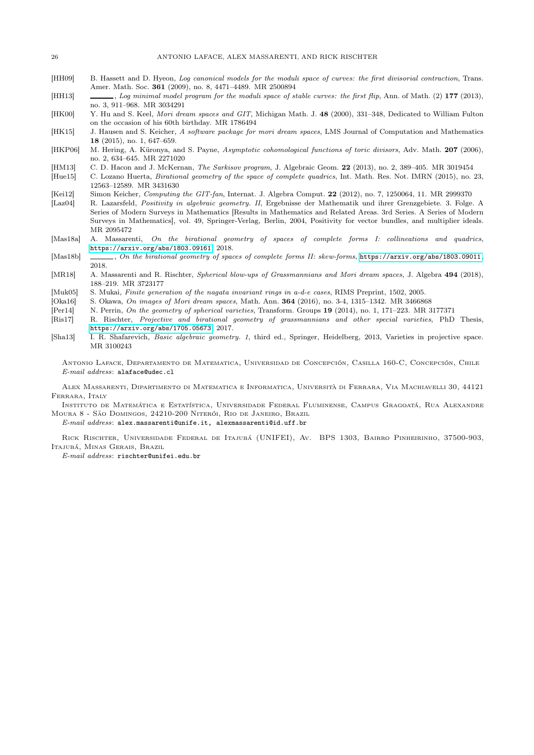- [HH09] B. Hassett and D. Hyeon, *Log canonical models for the moduli space of curves: the first divisorial contraction*, Trans. Amer. Math. Soc. **361** (2009), no. 8, 4471–4489. MR 2500894
- [HH13] ______, *Log minimal model program for the moduli space of stable curves: the first flip*, Ann. of Math. (2) **177** (2013), no. 3, 911–968. MR 3034291
- [HK00] Y. Hu and S. Keel, *Mori dream spaces and GIT*, Michigan Math. J. **48** (2000), 331–348, Dedicated to William Fulton on the occasion of his 60th birthday. MR 1786494
- [HK15] J. Hausen and S. Keicher, *A software package for mori dream spaces*, LMS Journal of Computation and Mathematics **18** (2015), no. 1, 647–659.
- [HKP06] M. Hering, A. Küronya, and S. Payne, *Asymptotic cohomological functions of toric divisors*, Adv. Math. **207** (2006), no. 2, 634–645. MR 2271020
- [HM13] C. D. Hacon and J. McKernan, *The Sarkisov program*, J. Algebraic Geom. **22** (2013), no. 2, 389–405. MR 3019454
- [Hue15] C. Lozano Huerta, *Birational geometry of the space of complete quadrics*, Int. Math. Res. Not. IMRN (2015), no. 23, 12563–12589. MR 3431630
- [Kei12] Simon Keicher, *Computing the GIT-fan*, Internat. J. Algebra Comput. **22** (2012), no. 7, 1250064, 11. MR 2999370
- [Laz04] R. Lazarsfeld, *Positivity in algebraic geometry. II*, Ergebnisse der Mathematik und ihrer Grenzgebiete. 3. Folge. A Series of Modern Surveys in Mathematics [Results in Mathematics and Related Areas. 3rd Series. A Series of Modern Surveys in Mathematics], vol. 49, Springer-Verlag, Berlin, 2004, Positivity for vector bundles, and multiplier ideals. MR 2095472
- [Mas18a] A. Massarenti, *On the birational geometry of spaces of complete forms I: collineations and quadrics*, https://arxiv.org/abs/1803.09161, 2018.
- [Mas18b] ______, *On the birational geometry of spaces of complete forms II: skew-forms*, https://arxiv.org/abs/1803.09011, 2018.
- [MR18] A. Massarenti and R. Rischter, *Spherical blow-ups of Grassmannians and Mori dream spaces*, J. Algebra **494** (2018), 188–219. MR 3723177
- [Muk05] S. Mukai, *Finite generation of the nagata invariant rings in a-d-e cases*, RIMS Preprint, 1502, 2005.
- [Oka16] S. Okawa, *On images of Mori dream spaces*, Math. Ann. **364** (2016), no. 3-4, 1315–1342. MR 3466868
- [Per14] N. Perrin, *On the geometry of spherical varieties*, Transform. Groups **19** (2014), no. 1, 171–223. MR 3177371
- [Ris17] R. Rischter, *Projective and birational geometry of grassmannians and other special varieties*, PhD Thesis, https://arxiv.org/abs/1705.05673, 2017.
- [Sha13] I. R. Shafarevich, *Basic algebraic geometry. 1*, third ed., Springer, Heidelberg, 2013, Varieties in projective space. MR 3100243

Antonio Laface, Departamento de Matematica, Universidad de Concepción, Casilla 160-C, Concepción, Chile
*E-mail address*: alaface@udec.cl

Alex Massarenti, Dipartimento di Matematica e Informatica, Università di Ferrara, Via Machiavelli 30, 44121 Ferrara, Italy

Instituto de Matemática e Estatística, Universidade Federal Fluminense, Campus Gragoatá, Rua Alexandre Moura 8 - São Domingos, 24210-200 Niterói, Rio de Janeiro, Brazil

*E-mail address*: alex.massarenti@unife.it, alexmassarenti@id.uff.br

Rick Rischter, Universidade Federal de Itajubá (UNIFEI), Av. BPS 1303, Bairro Pinheirinho, 37500-903, Itajubá, Minas Gerais, Brazil
*E-mail address*: rischter@unifei.edu.br